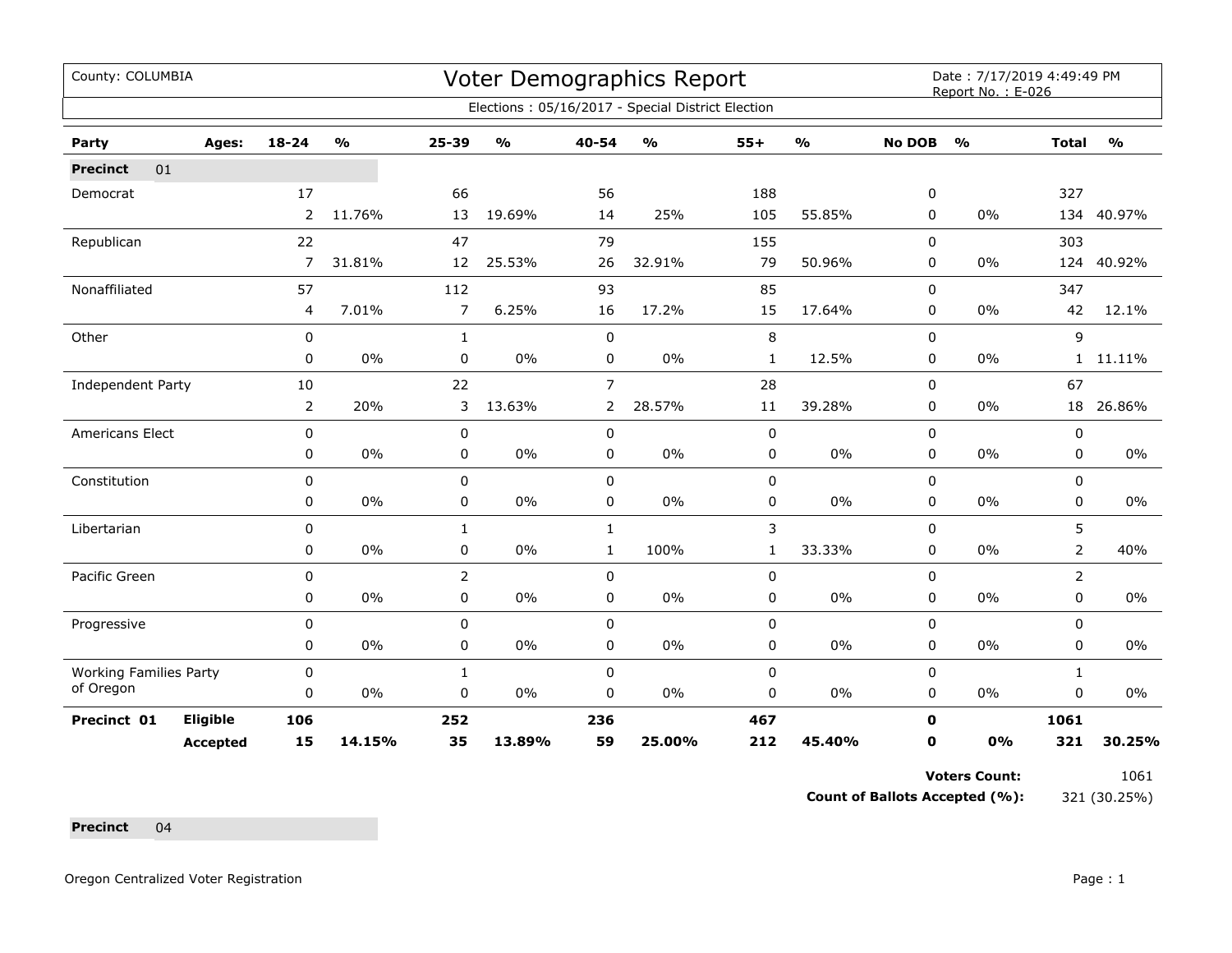County: COLUMBIA

# Voter Demographics Report

Date : 7/17/2019 4:49:49 PM
Report No. : E-026

Elections : 05/16/2017 - Special District Election

| Party | Ages: | 18-24 | % | 25-39 | % | 40-54 | % | 55+ | % | No DOB | % | Total | % |
|---|---|---|---|---|---|---|---|---|---|---|---|---|---|
| **Precinct** 01 | | | | | | | | | | | | | |
| Democrat | | 17 | | 66 | | 56 | | 188 | | 0 | | 327 | |
| | | 2 | 11.76% | 13 | 19.69% | 14 | 25% | 105 | 55.85% | 0 | 0% | 134 | 40.97% |
| Republican | | 22 | | 47 | | 79 | | 155 | | 0 | | 303 | |
| | | 7 | 31.81% | 12 | 25.53% | 26 | 32.91% | 79 | 50.96% | 0 | 0% | 124 | 40.92% |
| Nonaffiliated | | 57 | | 112 | | 93 | | 85 | | 0 | | 347 | |
| | | 4 | 7.01% | 7 | 6.25% | 16 | 17.2% | 15 | 17.64% | 0 | 0% | 42 | 12.1% |
| Other | | 0 | | 1 | | 0 | | 8 | | 0 | | 9 | |
| | | 0 | 0% | 0 | 0% | 0 | 0% | 1 | 12.5% | 0 | 0% | 1 | 11.11% |
| Independent Party | | 10 | | 22 | | 7 | | 28 | | 0 | | 67 | |
| | | 2 | 20% | 3 | 13.63% | 2 | 28.57% | 11 | 39.28% | 0 | 0% | 18 | 26.86% |
| Americans Elect | | 0 | | 0 | | 0 | | 0 | | 0 | | 0 | |
| | | 0 | 0% | 0 | 0% | 0 | 0% | 0 | 0% | 0 | 0% | 0 | 0% |
| Constitution | | 0 | | 0 | | 0 | | 0 | | 0 | | 0 | |
| | | 0 | 0% | 0 | 0% | 0 | 0% | 0 | 0% | 0 | 0% | 0 | 0% |
| Libertarian | | 0 | | 1 | | 1 | | 3 | | 0 | | 5 | |
| | | 0 | 0% | 0 | 0% | 1 | 100% | 1 | 33.33% | 0 | 0% | 2 | 40% |
| Pacific Green | | 0 | | 2 | | 0 | | 0 | | 0 | | 2 | |
| | | 0 | 0% | 0 | 0% | 0 | 0% | 0 | 0% | 0 | 0% | 0 | 0% |
| Progressive | | 0 | | 0 | | 0 | | 0 | | 0 | | 0 | |
| | | 0 | 0% | 0 | 0% | 0 | 0% | 0 | 0% | 0 | 0% | 0 | 0% |
| Working Families Party of Oregon | | 0 | | 1 | | 0 | | 0 | | 0 | | 1 | |
| | | 0 | 0% | 0 | 0% | 0 | 0% | 0 | 0% | 0 | 0% | 0 | 0% |
| **Precinct 01** | **Eligible** | **106** | | **252** | | **236** | | **467** | | **0** | | **1061** | |
| | **Accepted** | **15** | **14.15%** | **35** | **13.89%** | **59** | **25.00%** | **212** | **45.40%** | **0** | **0%** | **321** | **30.25%** |

**Voters Count:** 1061

**Count of Ballots Accepted (%):** 321 (30.25%)

**Precinct** 04

Oregon Centralized Voter Registration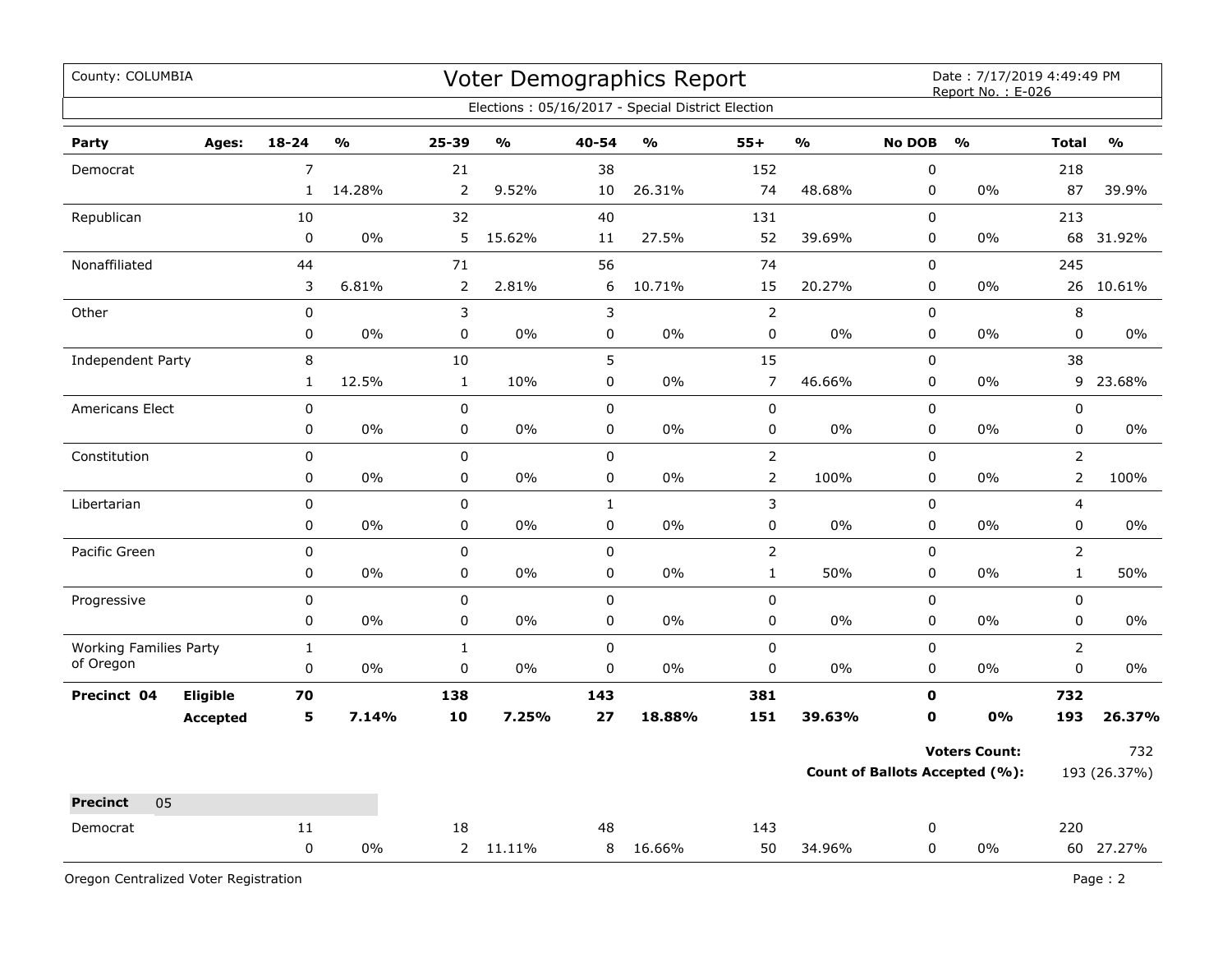County: COLUMBIA

# Voter Demographics Report

Date : 7/17/2019 4:49:49 PM
Report No. : E-026

Elections : 05/16/2017 - Special District Election

| Party | Ages: | 18-24 | % | 25-39 | % | 40-54 | % | 55+ | % | No DOB | % | Total | % |
|---|---|---|---|---|---|---|---|---|---|---|---|---|---|
| Democrat | | 7 | | 21 | | 38 | | 152 | | 0 | | 218 | |
| | | 1 | 14.28% | 2 | 9.52% | 10 | 26.31% | 74 | 48.68% | 0 | 0% | 87 | 39.9% |
| Republican | | 10 | | 32 | | 40 | | 131 | | 0 | | 213 | |
| | | 0 | 0% | 5 | 15.62% | 11 | 27.5% | 52 | 39.69% | 0 | 0% | 68 | 31.92% |
| Nonaffiliated | | 44 | | 71 | | 56 | | 74 | | 0 | | 245 | |
| | | 3 | 6.81% | 2 | 2.81% | 6 | 10.71% | 15 | 20.27% | 0 | 0% | 26 | 10.61% |
| Other | | 0 | | 3 | | 3 | | 2 | | 0 | | 8 | |
| | | 0 | 0% | 0 | 0% | 0 | 0% | 0 | 0% | 0 | 0% | 0 | 0% |
| Independent Party | | 8 | | 10 | | 5 | | 15 | | 0 | | 38 | |
| | | 1 | 12.5% | 1 | 10% | 0 | 0% | 7 | 46.66% | 0 | 0% | 9 | 23.68% |
| Americans Elect | | 0 | | 0 | | 0 | | 0 | | 0 | | 0 | |
| | | 0 | 0% | 0 | 0% | 0 | 0% | 0 | 0% | 0 | 0% | 0 | 0% |
| Constitution | | 0 | | 0 | | 0 | | 2 | | 0 | | 2 | |
| | | 0 | 0% | 0 | 0% | 0 | 0% | 2 | 100% | 0 | 0% | 2 | 100% |
| Libertarian | | 0 | | 0 | | 1 | | 3 | | 0 | | 4 | |
| | | 0 | 0% | 0 | 0% | 0 | 0% | 0 | 0% | 0 | 0% | 0 | 0% |
| Pacific Green | | 0 | | 0 | | 0 | | 2 | | 0 | | 2 | |
| | | 0 | 0% | 0 | 0% | 0 | 0% | 1 | 50% | 0 | 0% | 1 | 50% |
| Progressive | | 0 | | 0 | | 0 | | 0 | | 0 | | 0 | |
| | | 0 | 0% | 0 | 0% | 0 | 0% | 0 | 0% | 0 | 0% | 0 | 0% |
| Working Families Party of Oregon | | 1 | | 1 | | 0 | | 0 | | 0 | | 2 | |
| | | 0 | 0% | 0 | 0% | 0 | 0% | 0 | 0% | 0 | 0% | 0 | 0% |
| **Precinct 04** | **Eligible** | **70** | | **138** | | **143** | | **381** | | **0** | | **732** | |
| | **Accepted** | **5** | **7.14%** | **10** | **7.25%** | **27** | **18.88%** | **151** | **39.63%** | **0** | **0%** | **193** | **26.37%** |

**Voters Count:** 732

**Count of Ballots Accepted (%):** 193 (26.37%)

**Precinct** 05

| Party | Ages: | 18-24 | % | 25-39 | % | 40-54 | % | 55+ | % | No DOB | % | Total | % |
|---|---|---|---|---|---|---|---|---|---|---|---|---|---|
| Democrat | | 11 | | 18 | | 48 | | 143 | | 0 | | 220 | |
| | | 0 | 0% | 2 | 11.11% | 8 | 16.66% | 50 | 34.96% | 0 | 0% | 60 | 27.27% |

Oregon Centralized Voter Registration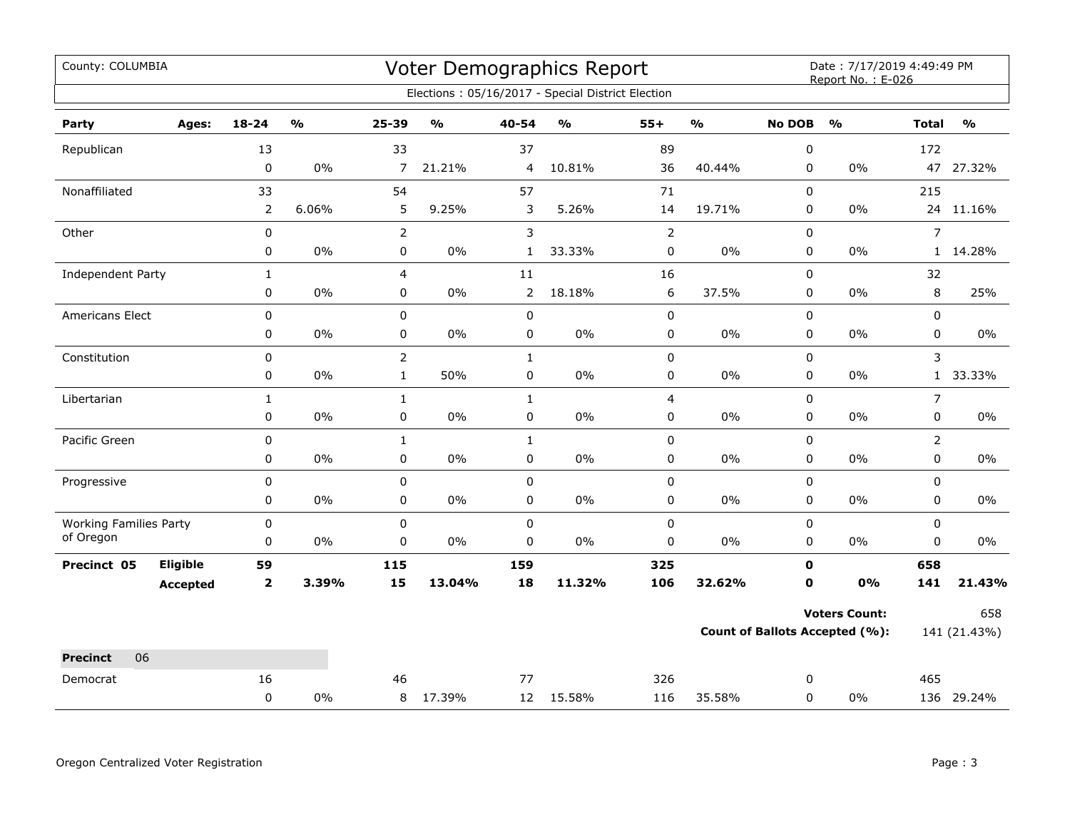County: COLUMBIA

# Voter Demographics Report

Date : 7/17/2019 4:49:49 PM
Report No. : E-026

Elections : 05/16/2017 - Special District Election

| Party | Ages: | 18-24 | % | 25-39 | % | 40-54 | % | 55+ | % | No DOB | % | Total | % |
|---|---|---|---|---|---|---|---|---|---|---|---|---|---|
| Republican | | 13 | | 33 | | 37 | | 89 | | 0 | | 172 | |
| | | 0 | 0% | 7 | 21.21% | 4 | 10.81% | 36 | 40.44% | 0 | 0% | 47 | 27.32% |
| Nonaffiliated | | 33 | | 54 | | 57 | | 71 | | 0 | | 215 | |
| | | 2 | 6.06% | 5 | 9.25% | 3 | 5.26% | 14 | 19.71% | 0 | 0% | 24 | 11.16% |
| Other | | 0 | | 2 | | 3 | | 2 | | 0 | | 7 | |
| | | 0 | 0% | 0 | 0% | 1 | 33.33% | 0 | 0% | 0 | 0% | 1 | 14.28% |
| Independent Party | | 1 | | 4 | | 11 | | 16 | | 0 | | 32 | |
| | | 0 | 0% | 0 | 0% | 2 | 18.18% | 6 | 37.5% | 0 | 0% | 8 | 25% |
| Americans Elect | | 0 | | 0 | | 0 | | 0 | | 0 | | 0 | |
| | | 0 | 0% | 0 | 0% | 0 | 0% | 0 | 0% | 0 | 0% | 0 | 0% |
| Constitution | | 0 | | 2 | | 1 | | 0 | | 0 | | 3 | |
| | | 0 | 0% | 1 | 50% | 0 | 0% | 0 | 0% | 0 | 0% | 1 | 33.33% |
| Libertarian | | 1 | | 1 | | 1 | | 4 | | 0 | | 7 | |
| | | 0 | 0% | 0 | 0% | 0 | 0% | 0 | 0% | 0 | 0% | 0 | 0% |
| Pacific Green | | 0 | | 1 | | 1 | | 0 | | 0 | | 2 | |
| | | 0 | 0% | 0 | 0% | 0 | 0% | 0 | 0% | 0 | 0% | 0 | 0% |
| Progressive | | 0 | | 0 | | 0 | | 0 | | 0 | | 0 | |
| | | 0 | 0% | 0 | 0% | 0 | 0% | 0 | 0% | 0 | 0% | 0 | 0% |
| Working Families Party of Oregon | | 0 | | 0 | | 0 | | 0 | | 0 | | 0 | |
| | | 0 | 0% | 0 | 0% | 0 | 0% | 0 | 0% | 0 | 0% | 0 | 0% |
| **Precinct 05** | **Eligible** | **59** | | **115** | | **159** | | **325** | | **0** | | **658** | |
| | **Accepted** | **2** | **3.39%** | **15** | **13.04%** | **18** | **11.32%** | **106** | **32.62%** | **0** | **0%** | **141** | **21.43%** |

**Voters Count:** 658

**Count of Ballots Accepted (%):** 141 (21.43%)

**Precinct** 06

| Party | Ages: | 18-24 | % | 25-39 | % | 40-54 | % | 55+ | % | No DOB | % | Total | % |
|---|---|---|---|---|---|---|---|---|---|---|---|---|---|
| Democrat | | 16 | | 46 | | 77 | | 326 | | 0 | | 465 | |
| | | 0 | 0% | 8 | 17.39% | 12 | 15.58% | 116 | 35.58% | 0 | 0% | 136 | 29.24% |

Oregon Centralized Voter Registration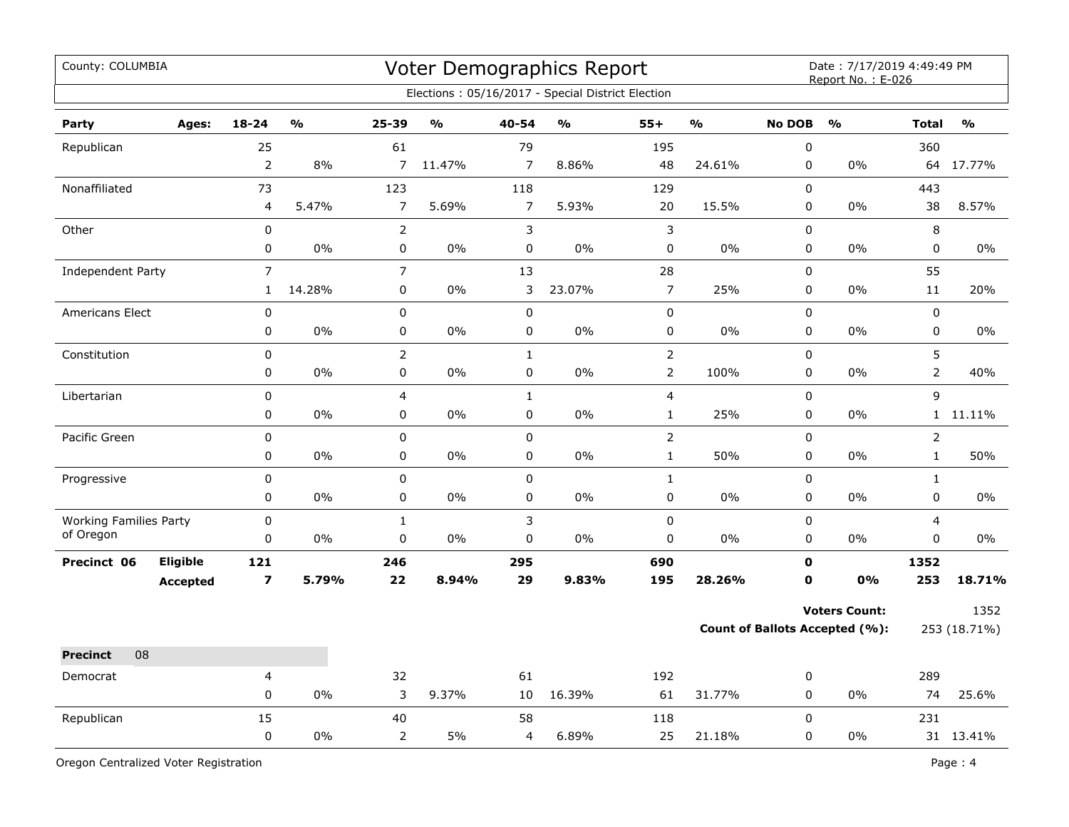County: COLUMBIA

# Voter Demographics Report

Date : 7/17/2019 4:49:49 PM
Report No. : E-026

Elections : 05/16/2017 - Special District Election

| Party | Ages: | 18-24 | % | 25-39 | % | 40-54 | % | 55+ | % | No DOB | % | Total | % |
|---|---|---|---|---|---|---|---|---|---|---|---|---|---|
| Republican | | 25 | | 61 | | 79 | | 195 | | 0 | | 360 | |
| | | 2 | 8% | 7 | 11.47% | 7 | 8.86% | 48 | 24.61% | 0 | 0% | 64 | 17.77% |
| Nonaffiliated | | 73 | | 123 | | 118 | | 129 | | 0 | | 443 | |
| | | 4 | 5.47% | 7 | 5.69% | 7 | 5.93% | 20 | 15.5% | 0 | 0% | 38 | 8.57% |
| Other | | 0 | | 2 | | 3 | | 3 | | 0 | | 8 | |
| | | 0 | 0% | 0 | 0% | 0 | 0% | 0 | 0% | 0 | 0% | 0 | 0% |
| Independent Party | | 7 | | 7 | | 13 | | 28 | | 0 | | 55 | |
| | | 1 | 14.28% | 0 | 0% | 3 | 23.07% | 7 | 25% | 0 | 0% | 11 | 20% |
| Americans Elect | | 0 | | 0 | | 0 | | 0 | | 0 | | 0 | |
| | | 0 | 0% | 0 | 0% | 0 | 0% | 0 | 0% | 0 | 0% | 0 | 0% |
| Constitution | | 0 | | 2 | | 1 | | 2 | | 0 | | 5 | |
| | | 0 | 0% | 0 | 0% | 0 | 0% | 2 | 100% | 0 | 0% | 2 | 40% |
| Libertarian | | 0 | | 4 | | 1 | | 4 | | 0 | | 9 | |
| | | 0 | 0% | 0 | 0% | 0 | 0% | 1 | 25% | 0 | 0% | 1 | 11.11% |
| Pacific Green | | 0 | | 0 | | 0 | | 2 | | 0 | | 2 | |
| | | 0 | 0% | 0 | 0% | 0 | 0% | 1 | 50% | 0 | 0% | 1 | 50% |
| Progressive | | 0 | | 0 | | 0 | | 1 | | 0 | | 1 | |
| | | 0 | 0% | 0 | 0% | 0 | 0% | 0 | 0% | 0 | 0% | 0 | 0% |
| Working Families Party of Oregon | | 0 | | 1 | | 3 | | 0 | | 0 | | 4 | |
| | | 0 | 0% | 0 | 0% | 0 | 0% | 0 | 0% | 0 | 0% | 0 | 0% |
| **Precinct 06** | **Eligible** | **121** | | **246** | | **295** | | **690** | | **0** | | **1352** | |
| | **Accepted** | **7** | **5.79%** | **22** | **8.94%** | **29** | **9.83%** | **195** | **28.26%** | **0** | **0%** | **253** | **18.71%** |

**Voters Count:** 1352

**Count of Ballots Accepted (%):** 253 (18.71%)

**Precinct** 08

| Party | Ages: | 18-24 | % | 25-39 | % | 40-54 | % | 55+ | % | No DOB | % | Total | % |
|---|---|---|---|---|---|---|---|---|---|---|---|---|---|
| Democrat | | 4 | | 32 | | 61 | | 192 | | 0 | | 289 | |
| | | 0 | 0% | 3 | 9.37% | 10 | 16.39% | 61 | 31.77% | 0 | 0% | 74 | 25.6% |
| Republican | | 15 | | 40 | | 58 | | 118 | | 0 | | 231 | |
| | | 0 | 0% | 2 | 5% | 4 | 6.89% | 25 | 21.18% | 0 | 0% | 31 | 13.41% |

Oregon Centralized Voter Registration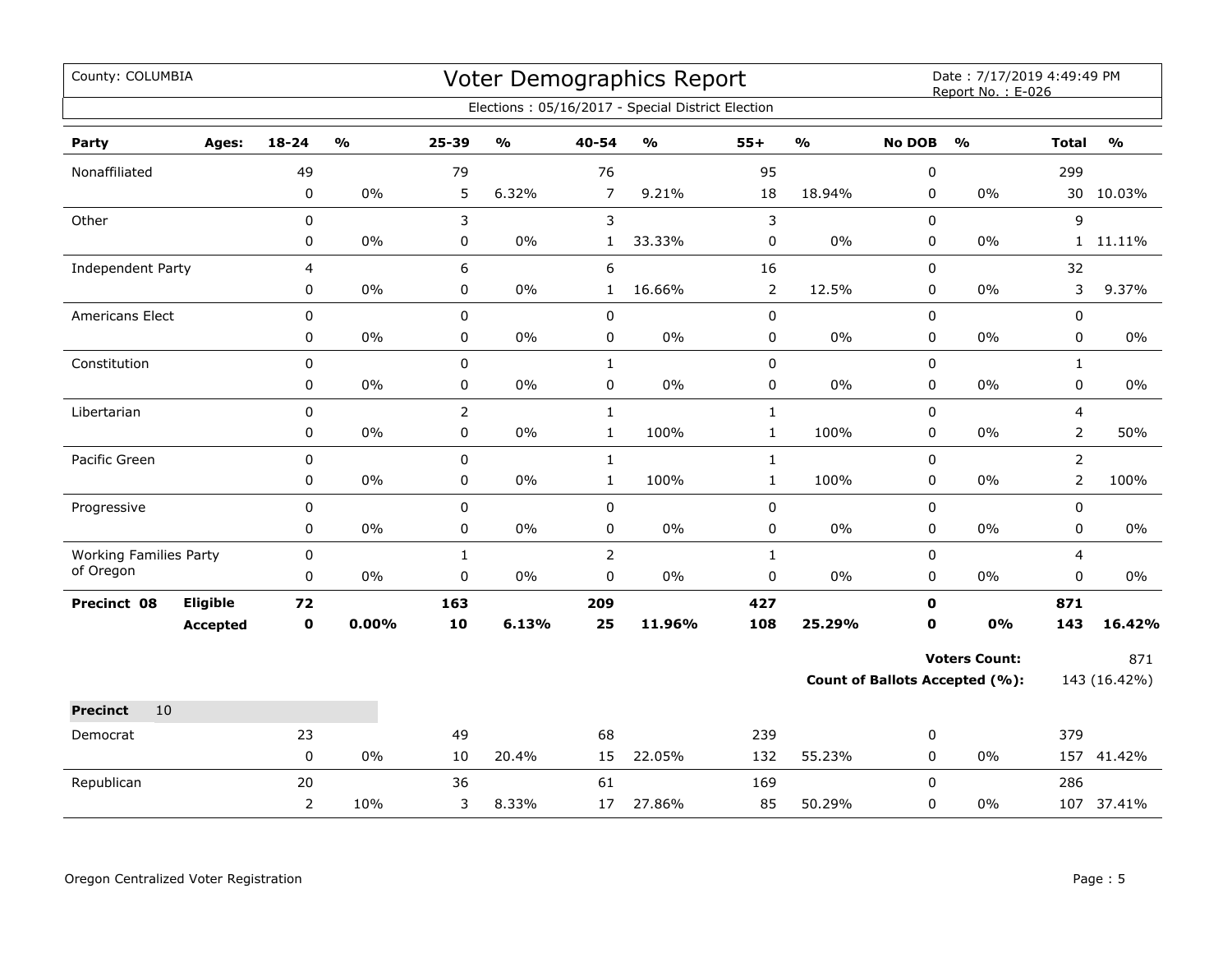County: COLUMBIA

# Voter Demographics Report

Date : 7/17/2019 4:49:49 PM
Report No. : E-026

Elections : 05/16/2017 - Special District Election

| Party | Ages: | 18-24 | % | 25-39 | % | 40-54 | % | 55+ | % | No DOB | % | Total | % |
|---|---|---|---|---|---|---|---|---|---|---|---|---|---|
| Nonaffiliated | | 49 | | 79 | | 76 | | 95 | | 0 | | 299 | |
| | | 0 | 0% | 5 | 6.32% | 7 | 9.21% | 18 | 18.94% | 0 | 0% | 30 | 10.03% |
| Other | | 0 | | 3 | | 3 | | 3 | | 0 | | 9 | |
| | | 0 | 0% | 0 | 0% | 1 | 33.33% | 0 | 0% | 0 | 0% | 1 | 11.11% |
| Independent Party | | 4 | | 6 | | 6 | | 16 | | 0 | | 32 | |
| | | 0 | 0% | 0 | 0% | 1 | 16.66% | 2 | 12.5% | 0 | 0% | 3 | 9.37% |
| Americans Elect | | 0 | | 0 | | 0 | | 0 | | 0 | | 0 | |
| | | 0 | 0% | 0 | 0% | 0 | 0% | 0 | 0% | 0 | 0% | 0 | 0% |
| Constitution | | 0 | | 0 | | 1 | | 0 | | 0 | | 1 | |
| | | 0 | 0% | 0 | 0% | 0 | 0% | 0 | 0% | 0 | 0% | 0 | 0% |
| Libertarian | | 0 | | 2 | | 1 | | 1 | | 0 | | 4 | |
| | | 0 | 0% | 0 | 0% | 1 | 100% | 1 | 100% | 0 | 0% | 2 | 50% |
| Pacific Green | | 0 | | 0 | | 1 | | 1 | | 0 | | 2 | |
| | | 0 | 0% | 0 | 0% | 1 | 100% | 1 | 100% | 0 | 0% | 2 | 100% |
| Progressive | | 0 | | 0 | | 0 | | 0 | | 0 | | 0 | |
| | | 0 | 0% | 0 | 0% | 0 | 0% | 0 | 0% | 0 | 0% | 0 | 0% |
| Working Families Party of Oregon | | 0 | | 1 | | 2 | | 1 | | 0 | | 4 | |
| | | 0 | 0% | 0 | 0% | 0 | 0% | 0 | 0% | 0 | 0% | 0 | 0% |
| **Precinct 08** | **Eligible** | **72** | | **163** | | **209** | | **427** | | **0** | | **871** | |
| | **Accepted** | **0** | **0.00%** | **10** | **6.13%** | **25** | **11.96%** | **108** | **25.29%** | **0** | **0%** | **143** | **16.42%** |

**Voters Count:** 871

**Count of Ballots Accepted (%):** 143 (16.42%)

**Precinct** 10

| Party | Ages: | 18-24 | % | 25-39 | % | 40-54 | % | 55+ | % | No DOB | % | Total | % |
|---|---|---|---|---|---|---|---|---|---|---|---|---|---|
| Democrat | | 23 | | 49 | | 68 | | 239 | | 0 | | 379 | |
| | | 0 | 0% | 10 | 20.4% | 15 | 22.05% | 132 | 55.23% | 0 | 0% | 157 | 41.42% |
| Republican | | 20 | | 36 | | 61 | | 169 | | 0 | | 286 | |
| | | 2 | 10% | 3 | 8.33% | 17 | 27.86% | 85 | 50.29% | 0 | 0% | 107 | 37.41% |

Oregon Centralized Voter Registration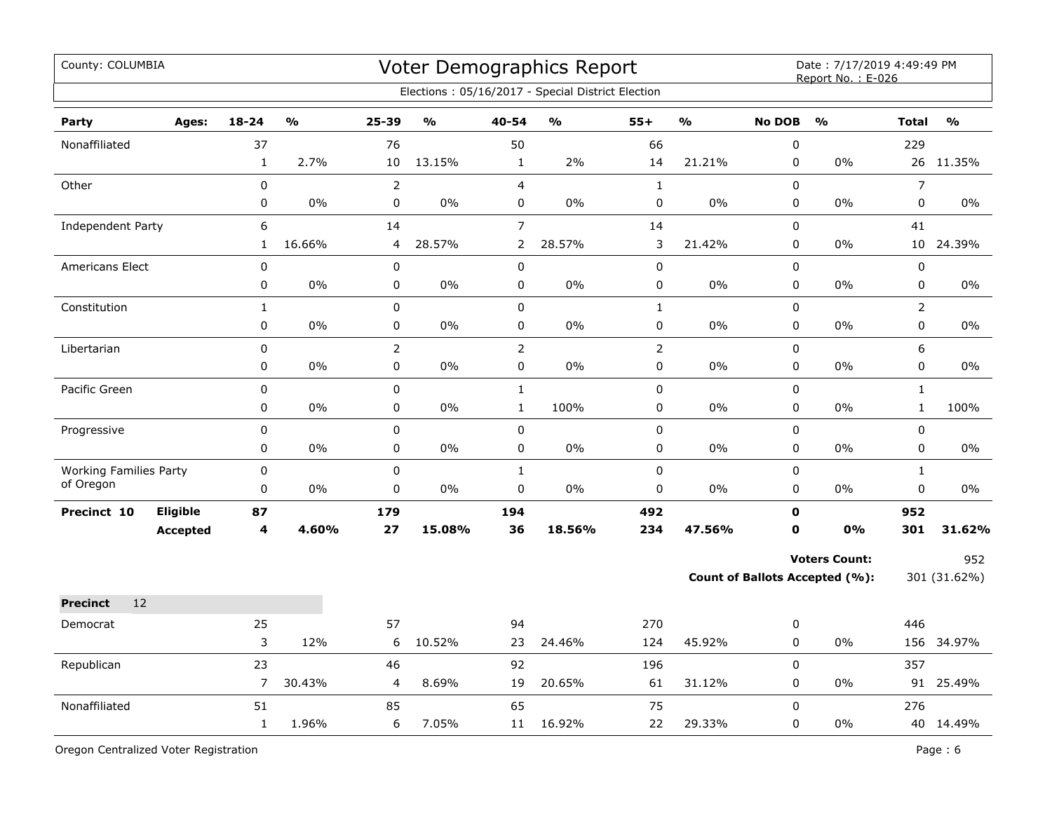County: COLUMBIA

# Voter Demographics Report

Date : 7/17/2019 4:49:49 PM
Report No. : E-026

Elections : 05/16/2017 - Special District Election

| Party | Ages: | 18-24 | % | 25-39 | % | 40-54 | % | 55+ | % | No DOB | % | Total | % |
|---|---|---|---|---|---|---|---|---|---|---|---|---|---|
| Nonaffiliated | | 37 | | 76 | | 50 | | 66 | | 0 | | 229 | |
| | | 1 | 2.7% | 10 | 13.15% | 1 | 2% | 14 | 21.21% | 0 | 0% | 26 | 11.35% |
| Other | | 0 | | 2 | | 4 | | 1 | | 0 | | 7 | |
| | | 0 | 0% | 0 | 0% | 0 | 0% | 0 | 0% | 0 | 0% | 0 | 0% |
| Independent Party | | 6 | | 14 | | 7 | | 14 | | 0 | | 41 | |
| | | 1 | 16.66% | 4 | 28.57% | 2 | 28.57% | 3 | 21.42% | 0 | 0% | 10 | 24.39% |
| Americans Elect | | 0 | | 0 | | 0 | | 0 | | 0 | | 0 | |
| | | 0 | 0% | 0 | 0% | 0 | 0% | 0 | 0% | 0 | 0% | 0 | 0% |
| Constitution | | 1 | | 0 | | 0 | | 1 | | 0 | | 2 | |
| | | 0 | 0% | 0 | 0% | 0 | 0% | 0 | 0% | 0 | 0% | 0 | 0% |
| Libertarian | | 0 | | 2 | | 2 | | 2 | | 0 | | 6 | |
| | | 0 | 0% | 0 | 0% | 0 | 0% | 0 | 0% | 0 | 0% | 0 | 0% |
| Pacific Green | | 0 | | 0 | | 1 | | 0 | | 0 | | 1 | |
| | | 0 | 0% | 0 | 0% | 1 | 100% | 0 | 0% | 0 | 0% | 1 | 100% |
| Progressive | | 0 | | 0 | | 0 | | 0 | | 0 | | 0 | |
| | | 0 | 0% | 0 | 0% | 0 | 0% | 0 | 0% | 0 | 0% | 0 | 0% |
| Working Families Party of Oregon | | 0 | | 0 | | 1 | | 0 | | 0 | | 1 | |
| | | 0 | 0% | 0 | 0% | 0 | 0% | 0 | 0% | 0 | 0% | 0 | 0% |
| **Precinct 10** | **Eligible** | **87** | | **179** | | **194** | | **492** | | **0** | | **952** | |
| | **Accepted** | **4** | **4.60%** | **27** | **15.08%** | **36** | **18.56%** | **234** | **47.56%** | **0** | **0%** | **301** | **31.62%** |

**Voters Count:** 952

**Count of Ballots Accepted (%):** 301 (31.62%)

**Precinct** 12

| Party | Ages: | 18-24 | % | 25-39 | % | 40-54 | % | 55+ | % | No DOB | % | Total | % |
|---|---|---|---|---|---|---|---|---|---|---|---|---|---|
| Democrat | | 25 | | 57 | | 94 | | 270 | | 0 | | 446 | |
| | | 3 | 12% | 6 | 10.52% | 23 | 24.46% | 124 | 45.92% | 0 | 0% | 156 | 34.97% |
| Republican | | 23 | | 46 | | 92 | | 196 | | 0 | | 357 | |
| | | 7 | 30.43% | 4 | 8.69% | 19 | 20.65% | 61 | 31.12% | 0 | 0% | 91 | 25.49% |
| Nonaffiliated | | 51 | | 85 | | 65 | | 75 | | 0 | | 276 | |
| | | 1 | 1.96% | 6 | 7.05% | 11 | 16.92% | 22 | 29.33% | 0 | 0% | 40 | 14.49% |

Oregon Centralized Voter Registration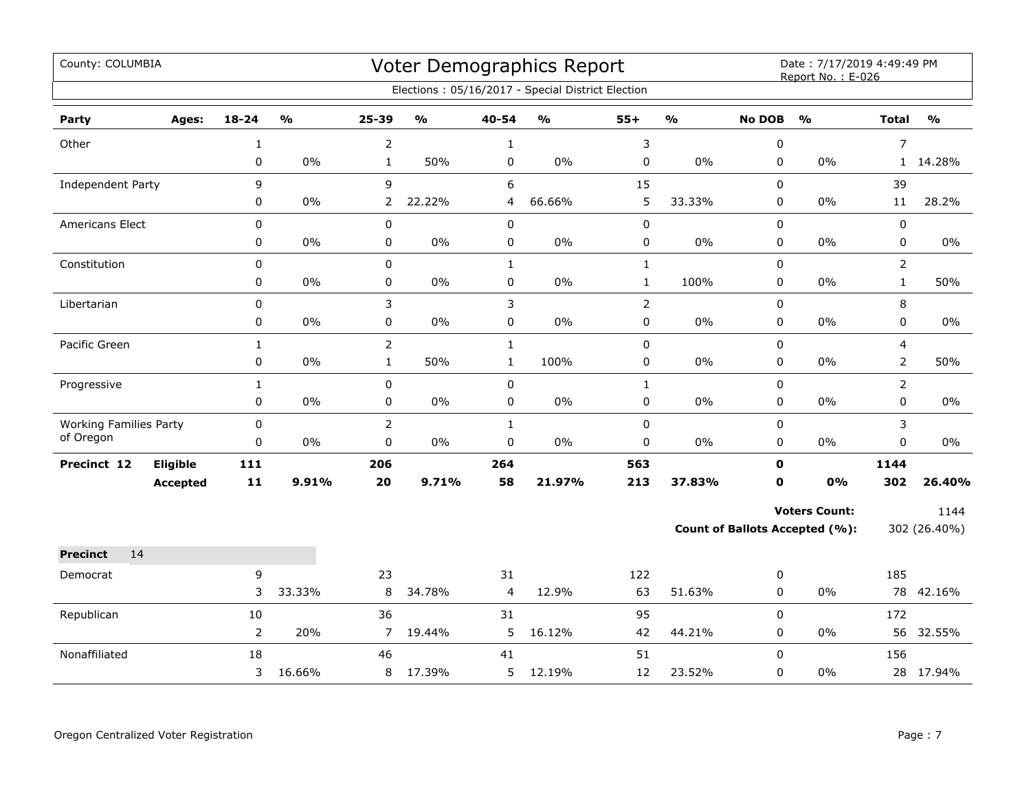County: COLUMBIA

# Voter Demographics Report

Date : 7/17/2019 4:49:49 PM
Report No. : E-026

Elections : 05/16/2017 - Special District Election

| Party | Ages: | 18-24 | % | 25-39 | % | 40-54 | % | 55+ | % | No DOB | % | Total | % |
|---|---|---|---|---|---|---|---|---|---|---|---|---|---|
| Other | | 1 | | 2 | | 1 | | 3 | | 0 | | 7 | |
| | | 0 | 0% | 1 | 50% | 0 | 0% | 0 | 0% | 0 | 0% | 1 | 14.28% |
| Independent Party | | 9 | | 9 | | 6 | | 15 | | 0 | | 39 | |
| | | 0 | 0% | 2 | 22.22% | 4 | 66.66% | 5 | 33.33% | 0 | 0% | 11 | 28.2% |
| Americans Elect | | 0 | | 0 | | 0 | | 0 | | 0 | | 0 | |
| | | 0 | 0% | 0 | 0% | 0 | 0% | 0 | 0% | 0 | 0% | 0 | 0% |
| Constitution | | 0 | | 0 | | 1 | | 1 | | 0 | | 2 | |
| | | 0 | 0% | 0 | 0% | 0 | 0% | 1 | 100% | 0 | 0% | 1 | 50% |
| Libertarian | | 0 | | 3 | | 3 | | 2 | | 0 | | 8 | |
| | | 0 | 0% | 0 | 0% | 0 | 0% | 0 | 0% | 0 | 0% | 0 | 0% |
| Pacific Green | | 1 | | 2 | | 1 | | 0 | | 0 | | 4 | |
| | | 0 | 0% | 1 | 50% | 1 | 100% | 0 | 0% | 0 | 0% | 2 | 50% |
| Progressive | | 1 | | 0 | | 0 | | 1 | | 0 | | 2 | |
| | | 0 | 0% | 0 | 0% | 0 | 0% | 0 | 0% | 0 | 0% | 0 | 0% |
| Working Families Party of Oregon | | 0 | | 2 | | 1 | | 0 | | 0 | | 3 | |
| | | 0 | 0% | 0 | 0% | 0 | 0% | 0 | 0% | 0 | 0% | 0 | 0% |
| **Precinct 12** | **Eligible** | **111** | | **206** | | **264** | | **563** | | **0** | | **1144** | |
| | **Accepted** | **11** | **9.91%** | **20** | **9.71%** | **58** | **21.97%** | **213** | **37.83%** | **0** | **0%** | **302** | **26.40%** |

**Voters Count:** 1144

**Count of Ballots Accepted (%):** 302 (26.40%)

**Precinct** 14

| Party | Ages: | 18-24 | % | 25-39 | % | 40-54 | % | 55+ | % | No DOB | % | Total | % |
|---|---|---|---|---|---|---|---|---|---|---|---|---|---|
| Democrat | | 9 | | 23 | | 31 | | 122 | | 0 | | 185 | |
| | | 3 | 33.33% | 8 | 34.78% | 4 | 12.9% | 63 | 51.63% | 0 | 0% | 78 | 42.16% |
| Republican | | 10 | | 36 | | 31 | | 95 | | 0 | | 172 | |
| | | 2 | 20% | 7 | 19.44% | 5 | 16.12% | 42 | 44.21% | 0 | 0% | 56 | 32.55% |
| Nonaffiliated | | 18 | | 46 | | 41 | | 51 | | 0 | | 156 | |
| | | 3 | 16.66% | 8 | 17.39% | 5 | 12.19% | 12 | 23.52% | 0 | 0% | 28 | 17.94% |

Oregon Centralized Voter Registration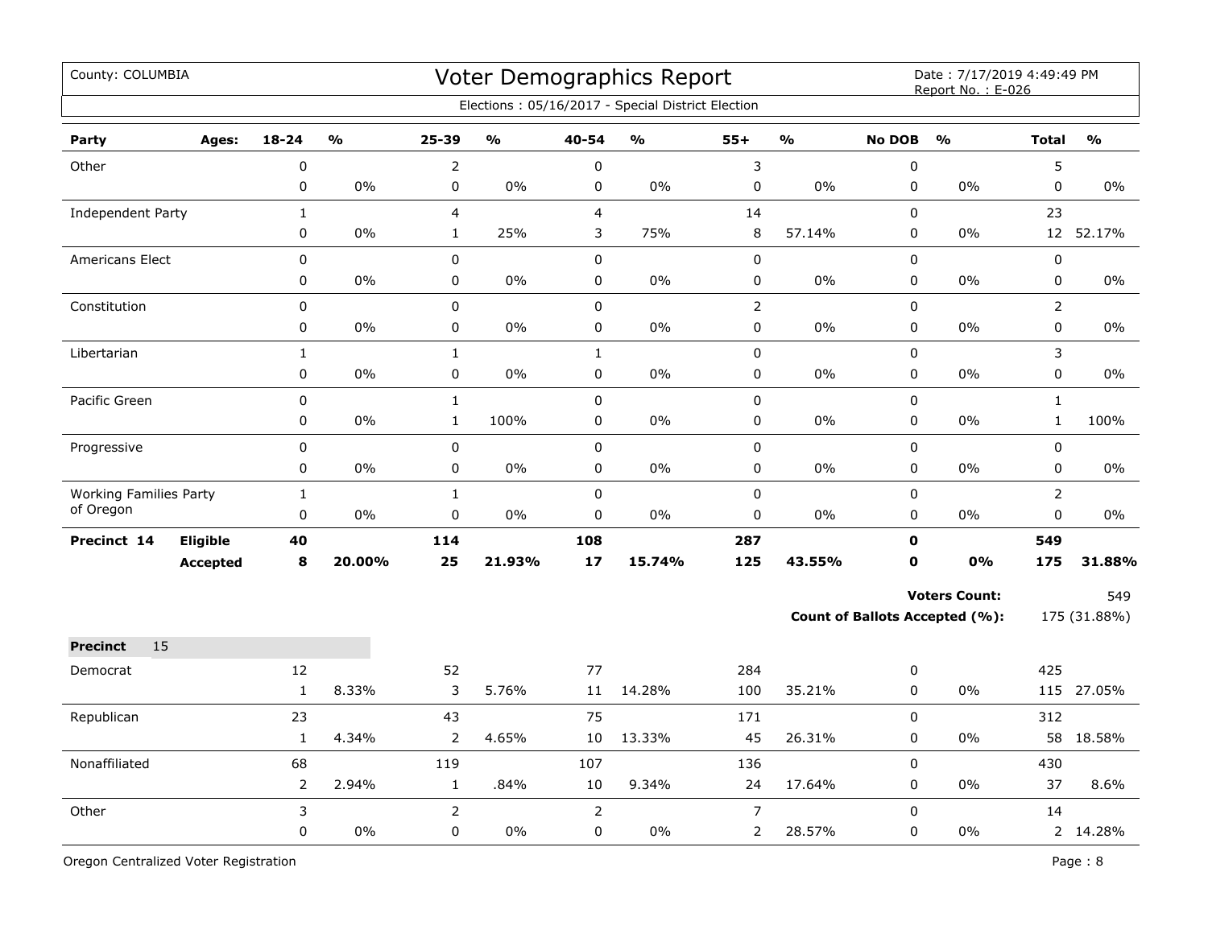County: COLUMBIA

# Voter Demographics Report

Date : 7/17/2019 4:49:49 PM
Report No. : E-026

Elections : 05/16/2017 - Special District Election

| Party | Ages: | 18-24 | % | 25-39 | % | 40-54 | % | 55+ | % | No DOB | % | Total | % |
|---|---|---|---|---|---|---|---|---|---|---|---|---|---|
| Other | | 0 | | 2 | | 0 | | 3 | | 0 | | 5 | |
| | | 0 | 0% | 0 | 0% | 0 | 0% | 0 | 0% | 0 | 0% | 0 | 0% |
| Independent Party | | 1 | | 4 | | 4 | | 14 | | 0 | | 23 | |
| | | 0 | 0% | 1 | 25% | 3 | 75% | 8 | 57.14% | 0 | 0% | 12 | 52.17% |
| Americans Elect | | 0 | | 0 | | 0 | | 0 | | 0 | | 0 | |
| | | 0 | 0% | 0 | 0% | 0 | 0% | 0 | 0% | 0 | 0% | 0 | 0% |
| Constitution | | 0 | | 0 | | 0 | | 2 | | 0 | | 2 | |
| | | 0 | 0% | 0 | 0% | 0 | 0% | 0 | 0% | 0 | 0% | 0 | 0% |
| Libertarian | | 1 | | 1 | | 1 | | 0 | | 0 | | 3 | |
| | | 0 | 0% | 0 | 0% | 0 | 0% | 0 | 0% | 0 | 0% | 0 | 0% |
| Pacific Green | | 0 | | 1 | | 0 | | 0 | | 0 | | 1 | |
| | | 0 | 0% | 1 | 100% | 0 | 0% | 0 | 0% | 0 | 0% | 1 | 100% |
| Progressive | | 0 | | 0 | | 0 | | 0 | | 0 | | 0 | |
| | | 0 | 0% | 0 | 0% | 0 | 0% | 0 | 0% | 0 | 0% | 0 | 0% |
| Working Families Party of Oregon | | 1 | | 1 | | 0 | | 0 | | 0 | | 2 | |
| | | 0 | 0% | 0 | 0% | 0 | 0% | 0 | 0% | 0 | 0% | 0 | 0% |
| **Precinct 14** | **Eligible** | **40** | | **114** | | **108** | | **287** | | **0** | | **549** | |
| | **Accepted** | **8** | **20.00%** | **25** | **21.93%** | **17** | **15.74%** | **125** | **43.55%** | **0** | **0%** | **175** | **31.88%** |

**Voters Count:** 549

**Count of Ballots Accepted (%):** 175 (31.88%)

**Precinct** 15

| Party | Ages: | 18-24 | % | 25-39 | % | 40-54 | % | 55+ | % | No DOB | % | Total | % |
|---|---|---|---|---|---|---|---|---|---|---|---|---|---|
| Democrat | | 12 | | 52 | | 77 | | 284 | | 0 | | 425 | |
| | | 1 | 8.33% | 3 | 5.76% | 11 | 14.28% | 100 | 35.21% | 0 | 0% | 115 | 27.05% |
| Republican | | 23 | | 43 | | 75 | | 171 | | 0 | | 312 | |
| | | 1 | 4.34% | 2 | 4.65% | 10 | 13.33% | 45 | 26.31% | 0 | 0% | 58 | 18.58% |
| Nonaffiliated | | 68 | | 119 | | 107 | | 136 | | 0 | | 430 | |
| | | 2 | 2.94% | 1 | .84% | 10 | 9.34% | 24 | 17.64% | 0 | 0% | 37 | 8.6% |
| Other | | 3 | | 2 | | 2 | | 7 | | 0 | | 14 | |
| | | 0 | 0% | 0 | 0% | 0 | 0% | 2 | 28.57% | 0 | 0% | 2 | 14.28% |

Oregon Centralized Voter Registration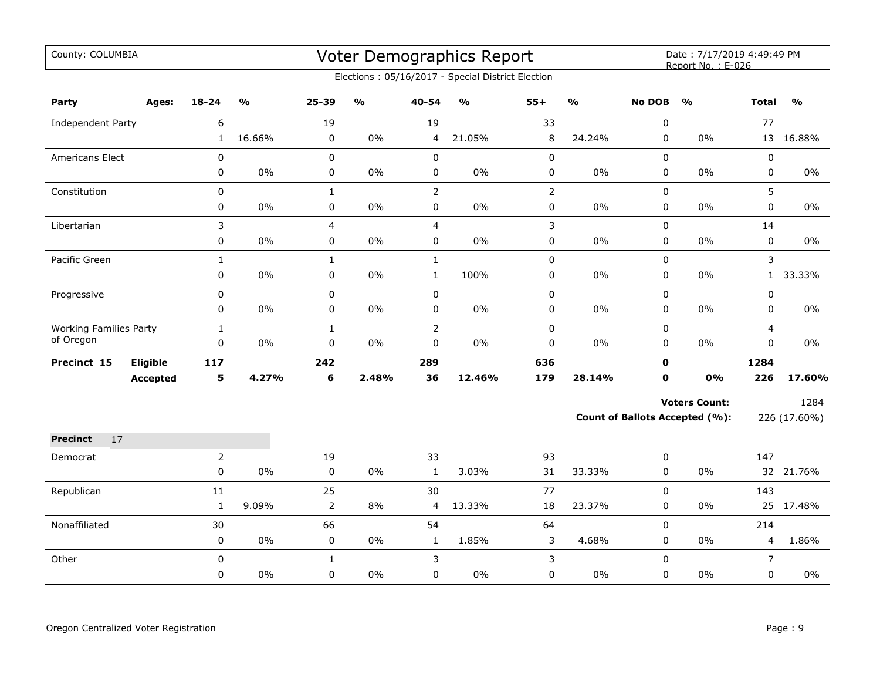County: COLUMBIA

# Voter Demographics Report

Date : 7/17/2019 4:49:49 PM
Report No. : E-026

Elections : 05/16/2017 - Special District Election

| Party | Ages: | 18-24 | % | 25-39 | % | 40-54 | % | 55+ | % | No DOB | % | Total | % |
|---|---|---|---|---|---|---|---|---|---|---|---|---|---|
| Independent Party | | 6 | | 19 | | 19 | | 33 | | 0 | | 77 | |
| | | 1 | 16.66% | 0 | 0% | 4 | 21.05% | 8 | 24.24% | 0 | 0% | 13 | 16.88% |
| Americans Elect | | 0 | | 0 | | 0 | | 0 | | 0 | | 0 | |
| | | 0 | 0% | 0 | 0% | 0 | 0% | 0 | 0% | 0 | 0% | 0 | 0% |
| Constitution | | 0 | | 1 | | 2 | | 2 | | 0 | | 5 | |
| | | 0 | 0% | 0 | 0% | 0 | 0% | 0 | 0% | 0 | 0% | 0 | 0% |
| Libertarian | | 3 | | 4 | | 4 | | 3 | | 0 | | 14 | |
| | | 0 | 0% | 0 | 0% | 0 | 0% | 0 | 0% | 0 | 0% | 0 | 0% |
| Pacific Green | | 1 | | 1 | | 1 | | 0 | | 0 | | 3 | |
| | | 0 | 0% | 0 | 0% | 1 | 100% | 0 | 0% | 0 | 0% | 1 | 33.33% |
| Progressive | | 0 | | 0 | | 0 | | 0 | | 0 | | 0 | |
| | | 0 | 0% | 0 | 0% | 0 | 0% | 0 | 0% | 0 | 0% | 0 | 0% |
| Working Families Party of Oregon | | 1 | | 1 | | 2 | | 0 | | 0 | | 4 | |
| | | 0 | 0% | 0 | 0% | 0 | 0% | 0 | 0% | 0 | 0% | 0 | 0% |
| **Precinct 15** | **Eligible** | **117** | | **242** | | **289** | | **636** | | **0** | | **1284** | |
| | **Accepted** | **5** | **4.27%** | **6** | **2.48%** | **36** | **12.46%** | **179** | **28.14%** | **0** | **0%** | **226** | **17.60%** |

**Voters Count:** 1284

**Count of Ballots Accepted (%):** 226 (17.60%)

**Precinct** 17

| Party | Ages: | 18-24 | % | 25-39 | % | 40-54 | % | 55+ | % | No DOB | % | Total | % |
|---|---|---|---|---|---|---|---|---|---|---|---|---|---|
| Democrat | | 2 | | 19 | | 33 | | 93 | | 0 | | 147 | |
| | | 0 | 0% | 0 | 0% | 1 | 3.03% | 31 | 33.33% | 0 | 0% | 32 | 21.76% |
| Republican | | 11 | | 25 | | 30 | | 77 | | 0 | | 143 | |
| | | 1 | 9.09% | 2 | 8% | 4 | 13.33% | 18 | 23.37% | 0 | 0% | 25 | 17.48% |
| Nonaffiliated | | 30 | | 66 | | 54 | | 64 | | 0 | | 214 | |
| | | 0 | 0% | 0 | 0% | 1 | 1.85% | 3 | 4.68% | 0 | 0% | 4 | 1.86% |
| Other | | 0 | | 1 | | 3 | | 3 | | 0 | | 7 | |
| | | 0 | 0% | 0 | 0% | 0 | 0% | 0 | 0% | 0 | 0% | 0 | 0% |

Oregon Centralized Voter Registration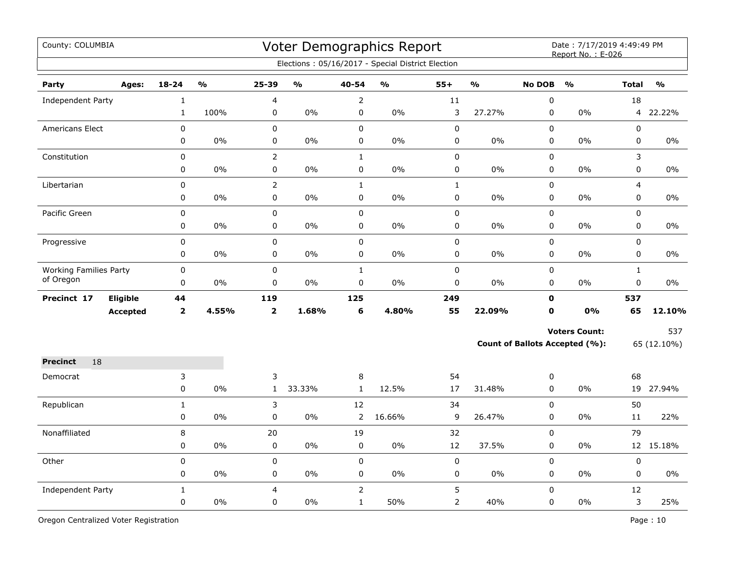County: COLUMBIA

# Voter Demographics Report

Date : 7/17/2019 4:49:49 PM
Report No. : E-026

Elections : 05/16/2017 - Special District Election

| Party | Ages: | 18-24 | % | 25-39 | % | 40-54 | % | 55+ | % | No DOB | % | Total | % |
|---|---|---|---|---|---|---|---|---|---|---|---|---|---|
| Independent Party | | 1 | | 4 | | 2 | | 11 | | 0 | | 18 | |
| | | 1 | 100% | 0 | 0% | 0 | 0% | 3 | 27.27% | 0 | 0% | 4 | 22.22% |
| Americans Elect | | 0 | | 0 | | 0 | | 0 | | 0 | | 0 | |
| | | 0 | 0% | 0 | 0% | 0 | 0% | 0 | 0% | 0 | 0% | 0 | 0% |
| Constitution | | 0 | | 2 | | 1 | | 0 | | 0 | | 3 | |
| | | 0 | 0% | 0 | 0% | 0 | 0% | 0 | 0% | 0 | 0% | 0 | 0% |
| Libertarian | | 0 | | 2 | | 1 | | 1 | | 0 | | 4 | |
| | | 0 | 0% | 0 | 0% | 0 | 0% | 0 | 0% | 0 | 0% | 0 | 0% |
| Pacific Green | | 0 | | 0 | | 0 | | 0 | | 0 | | 0 | |
| | | 0 | 0% | 0 | 0% | 0 | 0% | 0 | 0% | 0 | 0% | 0 | 0% |
| Progressive | | 0 | | 0 | | 0 | | 0 | | 0 | | 0 | |
| | | 0 | 0% | 0 | 0% | 0 | 0% | 0 | 0% | 0 | 0% | 0 | 0% |
| Working Families Party of Oregon | | 0 | | 0 | | 1 | | 0 | | 0 | | 1 | |
| | | 0 | 0% | 0 | 0% | 0 | 0% | 0 | 0% | 0 | 0% | 0 | 0% |
| **Precinct 17** | **Eligible** | **44** | | **119** | | **125** | | **249** | | **0** | | **537** | |
| | **Accepted** | **2** | **4.55%** | **2** | **1.68%** | **6** | **4.80%** | **55** | **22.09%** | **0** | **0%** | **65** | **12.10%** |

**Voters Count:** 537

**Count of Ballots Accepted (%):** 65 (12.10%)

**Precinct** 18

| Party | Ages: | 18-24 | % | 25-39 | % | 40-54 | % | 55+ | % | No DOB | % | Total | % |
|---|---|---|---|---|---|---|---|---|---|---|---|---|---|
| Democrat | | 3 | | 3 | | 8 | | 54 | | 0 | | 68 | |
| | | 0 | 0% | 1 | 33.33% | 1 | 12.5% | 17 | 31.48% | 0 | 0% | 19 | 27.94% |
| Republican | | 1 | | 3 | | 12 | | 34 | | 0 | | 50 | |
| | | 0 | 0% | 0 | 0% | 2 | 16.66% | 9 | 26.47% | 0 | 0% | 11 | 22% |
| Nonaffiliated | | 8 | | 20 | | 19 | | 32 | | 0 | | 79 | |
| | | 0 | 0% | 0 | 0% | 0 | 0% | 12 | 37.5% | 0 | 0% | 12 | 15.18% |
| Other | | 0 | | 0 | | 0 | | 0 | | 0 | | 0 | |
| | | 0 | 0% | 0 | 0% | 0 | 0% | 0 | 0% | 0 | 0% | 0 | 0% |
| Independent Party | | 1 | | 4 | | 2 | | 5 | | 0 | | 12 | |
| | | 0 | 0% | 0 | 0% | 1 | 50% | 2 | 40% | 0 | 0% | 3 | 25% |

Oregon Centralized Voter Registration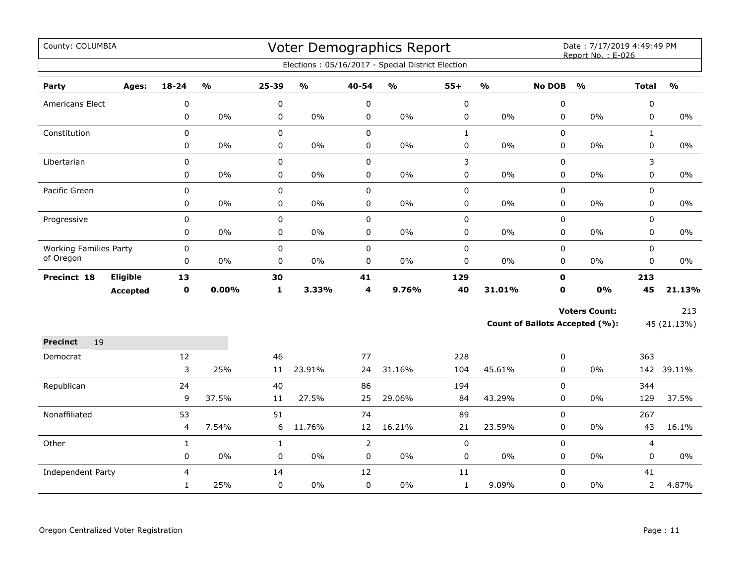County: COLUMBIA

# Voter Demographics Report

Date : 7/17/2019 4:49:49 PM
Report No. : E-026

Elections : 05/16/2017 - Special District Election

| Party | Ages: | 18-24 | % | 25-39 | % | 40-54 | % | 55+ | % | No DOB | % | Total | % |
|---|---|---|---|---|---|---|---|---|---|---|---|---|---|
| Americans Elect | | 0 | | 0 | | 0 | | 0 | | 0 | | 0 | |
| | | 0 | 0% | 0 | 0% | 0 | 0% | 0 | 0% | 0 | 0% | 0 | 0% |
| Constitution | | 0 | | 0 | | 0 | | 1 | | 0 | | 1 | |
| | | 0 | 0% | 0 | 0% | 0 | 0% | 0 | 0% | 0 | 0% | 0 | 0% |
| Libertarian | | 0 | | 0 | | 0 | | 3 | | 0 | | 3 | |
| | | 0 | 0% | 0 | 0% | 0 | 0% | 0 | 0% | 0 | 0% | 0 | 0% |
| Pacific Green | | 0 | | 0 | | 0 | | 0 | | 0 | | 0 | |
| | | 0 | 0% | 0 | 0% | 0 | 0% | 0 | 0% | 0 | 0% | 0 | 0% |
| Progressive | | 0 | | 0 | | 0 | | 0 | | 0 | | 0 | |
| | | 0 | 0% | 0 | 0% | 0 | 0% | 0 | 0% | 0 | 0% | 0 | 0% |
| Working Families Party of Oregon | | 0 | | 0 | | 0 | | 0 | | 0 | | 0 | |
| | | 0 | 0% | 0 | 0% | 0 | 0% | 0 | 0% | 0 | 0% | 0 | 0% |
| **Precinct 18** | **Eligible** | **13** | | **30** | | **41** | | **129** | | **0** | | **213** | |
| | **Accepted** | **0** | **0.00%** | **1** | **3.33%** | **4** | **9.76%** | **40** | **31.01%** | **0** | **0%** | **45** | **21.13%** |

**Voters Count:** 213

**Count of Ballots Accepted (%):** 45 (21.13%)

| **Precinct** 19 | | | | | | | | | | | | |
|---|---|---|---|---|---|---|---|---|---|---|---|---|
| Democrat | 12 | | 46 | | 77 | | 228 | | 0 | | 363 | |
| | 3 | 25% | 11 | 23.91% | 24 | 31.16% | 104 | 45.61% | 0 | 0% | 142 | 39.11% |
| Republican | 24 | | 40 | | 86 | | 194 | | 0 | | 344 | |
| | 9 | 37.5% | 11 | 27.5% | 25 | 29.06% | 84 | 43.29% | 0 | 0% | 129 | 37.5% |
| Nonaffiliated | 53 | | 51 | | 74 | | 89 | | 0 | | 267 | |
| | 4 | 7.54% | 6 | 11.76% | 12 | 16.21% | 21 | 23.59% | 0 | 0% | 43 | 16.1% |
| Other | 1 | | 1 | | 2 | | 0 | | 0 | | 4 | |
| | 0 | 0% | 0 | 0% | 0 | 0% | 0 | 0% | 0 | 0% | 0 | 0% |
| Independent Party | 4 | | 14 | | 12 | | 11 | | 0 | | 41 | |
| | 1 | 25% | 0 | 0% | 0 | 0% | 1 | 9.09% | 0 | 0% | 2 | 4.87% |

Oregon Centralized Voter Registration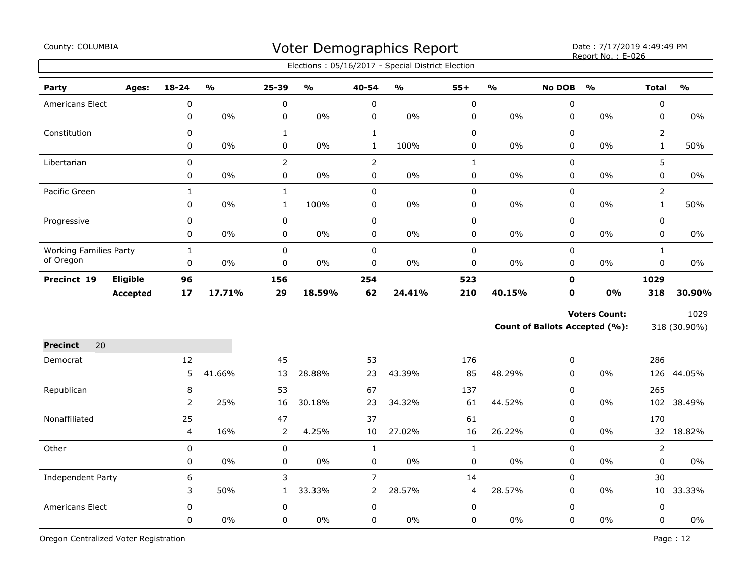County: COLUMBIA

# Voter Demographics Report

Date : 7/17/2019 4:49:49 PM
Report No. : E-026

Elections : 05/16/2017 - Special District Election

| Party | Ages: | 18-24 | % | 25-39 | % | 40-54 | % | 55+ | % | No DOB | % | Total | % |
|---|---|---|---|---|---|---|---|---|---|---|---|---|---|
| Americans Elect | | 0 | | 0 | | 0 | | 0 | | 0 | | 0 | |
| | | 0 | 0% | 0 | 0% | 0 | 0% | 0 | 0% | 0 | 0% | 0 | 0% |
| Constitution | | 0 | | 1 | | 1 | | 0 | | 0 | | 2 | |
| | | 0 | 0% | 0 | 0% | 1 | 100% | 0 | 0% | 0 | 0% | 1 | 50% |
| Libertarian | | 0 | | 2 | | 2 | | 1 | | 0 | | 5 | |
| | | 0 | 0% | 0 | 0% | 0 | 0% | 0 | 0% | 0 | 0% | 0 | 0% |
| Pacific Green | | 1 | | 1 | | 0 | | 0 | | 0 | | 2 | |
| | | 0 | 0% | 1 | 100% | 0 | 0% | 0 | 0% | 0 | 0% | 1 | 50% |
| Progressive | | 0 | | 0 | | 0 | | 0 | | 0 | | 0 | |
| | | 0 | 0% | 0 | 0% | 0 | 0% | 0 | 0% | 0 | 0% | 0 | 0% |
| Working Families Party of Oregon | | 1 | | 0 | | 0 | | 0 | | 0 | | 1 | |
| | | 0 | 0% | 0 | 0% | 0 | 0% | 0 | 0% | 0 | 0% | 0 | 0% |
| **Precinct 19** | **Eligible** | **96** | | **156** | | **254** | | **523** | | **0** | | **1029** | |
| | **Accepted** | **17** | **17.71%** | **29** | **18.59%** | **62** | **24.41%** | **210** | **40.15%** | **0** | **0%** | **318** | **30.90%** |

**Voters Count:** 1029

**Count of Ballots Accepted (%):** 318 (30.90%)

| **Precinct** 20 | | 18-24 | % | 25-39 | % | 40-54 | % | 55+ | % | No DOB | % | Total | % |
|---|---|---|---|---|---|---|---|---|---|---|---|---|---|
| Democrat | | 12 | | 45 | | 53 | | 176 | | 0 | | 286 | |
| | | 5 | 41.66% | 13 | 28.88% | 23 | 43.39% | 85 | 48.29% | 0 | 0% | 126 | 44.05% |
| Republican | | 8 | | 53 | | 67 | | 137 | | 0 | | 265 | |
| | | 2 | 25% | 16 | 30.18% | 23 | 34.32% | 61 | 44.52% | 0 | 0% | 102 | 38.49% |
| Nonaffiliated | | 25 | | 47 | | 37 | | 61 | | 0 | | 170 | |
| | | 4 | 16% | 2 | 4.25% | 10 | 27.02% | 16 | 26.22% | 0 | 0% | 32 | 18.82% |
| Other | | 0 | | 0 | | 1 | | 1 | | 0 | | 2 | |
| | | 0 | 0% | 0 | 0% | 0 | 0% | 0 | 0% | 0 | 0% | 0 | 0% |
| Independent Party | | 6 | | 3 | | 7 | | 14 | | 0 | | 30 | |
| | | 3 | 50% | 1 | 33.33% | 2 | 28.57% | 4 | 28.57% | 0 | 0% | 10 | 33.33% |
| Americans Elect | | 0 | | 0 | | 0 | | 0 | | 0 | | 0 | |
| | | 0 | 0% | 0 | 0% | 0 | 0% | 0 | 0% | 0 | 0% | 0 | 0% |

Oregon Centralized Voter Registration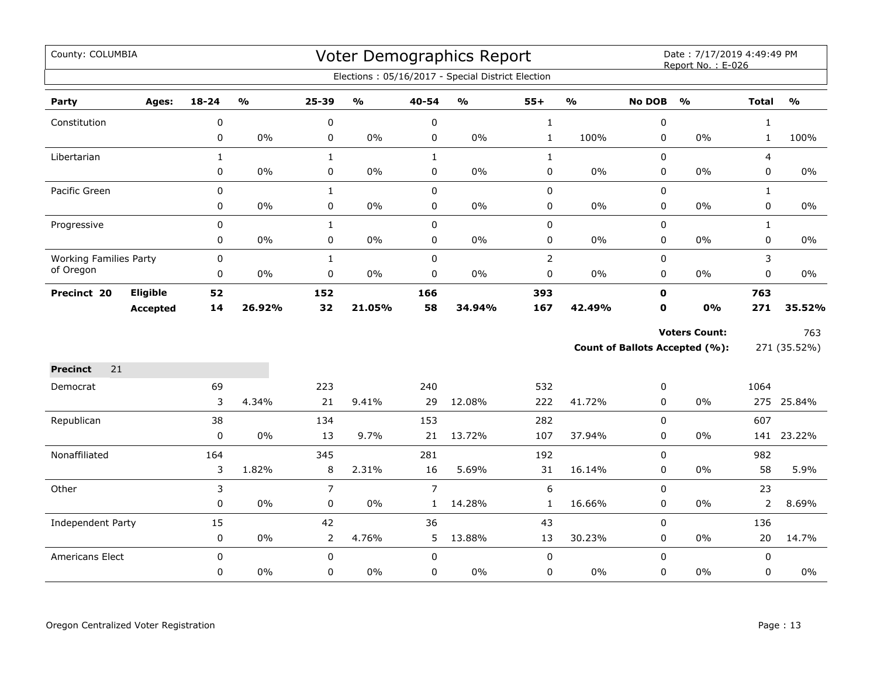County: COLUMBIA

# Voter Demographics Report

Date : 7/17/2019 4:49:49 PM
Report No. : E-026

Elections : 05/16/2017 - Special District Election

| Party | Ages: | 18-24 | % | 25-39 | % | 40-54 | % | 55+ | % | No DOB | % | Total | % |
|---|---|---|---|---|---|---|---|---|---|---|---|---|---|
| Constitution | | 0 | | 0 | | 0 | | 1 | | 0 | | 1 | |
| | | 0 | 0% | 0 | 0% | 0 | 0% | 1 | 100% | 0 | 0% | 1 | 100% |
| Libertarian | | 1 | | 1 | | 1 | | 1 | | 0 | | 4 | |
| | | 0 | 0% | 0 | 0% | 0 | 0% | 0 | 0% | 0 | 0% | 0 | 0% |
| Pacific Green | | 0 | | 1 | | 0 | | 0 | | 0 | | 1 | |
| | | 0 | 0% | 0 | 0% | 0 | 0% | 0 | 0% | 0 | 0% | 0 | 0% |
| Progressive | | 0 | | 1 | | 0 | | 0 | | 0 | | 1 | |
| | | 0 | 0% | 0 | 0% | 0 | 0% | 0 | 0% | 0 | 0% | 0 | 0% |
| Working Families Party of Oregon | | 0 | | 1 | | 0 | | 2 | | 0 | | 3 | |
| | | 0 | 0% | 0 | 0% | 0 | 0% | 0 | 0% | 0 | 0% | 0 | 0% |
| **Precinct 20** | **Eligible** | **52** | | **152** | | **166** | | **393** | | **0** | | **763** | |
| | **Accepted** | **14** | **26.92%** | **32** | **21.05%** | **58** | **34.94%** | **167** | **42.49%** | **0** | **0%** | **271** | **35.52%** |

**Voters Count:** 763

**Count of Ballots Accepted (%):** 271 (35.52%)

**Precinct** 21

| Party | 18-24 | % | 25-39 | % | 40-54 | % | 55+ | % | No DOB | % | Total | % |
|---|---|---|---|---|---|---|---|---|---|---|---|---|
| Democrat | 69 | | 223 | | 240 | | 532 | | 0 | | 1064 | |
| | 3 | 4.34% | 21 | 9.41% | 29 | 12.08% | 222 | 41.72% | 0 | 0% | 275 | 25.84% |
| Republican | 38 | | 134 | | 153 | | 282 | | 0 | | 607 | |
| | 0 | 0% | 13 | 9.7% | 21 | 13.72% | 107 | 37.94% | 0 | 0% | 141 | 23.22% |
| Nonaffiliated | 164 | | 345 | | 281 | | 192 | | 0 | | 982 | |
| | 3 | 1.82% | 8 | 2.31% | 16 | 5.69% | 31 | 16.14% | 0 | 0% | 58 | 5.9% |
| Other | 3 | | 7 | | 7 | | 6 | | 0 | | 23 | |
| | 0 | 0% | 0 | 0% | 1 | 14.28% | 1 | 16.66% | 0 | 0% | 2 | 8.69% |
| Independent Party | 15 | | 42 | | 36 | | 43 | | 0 | | 136 | |
| | 0 | 0% | 2 | 4.76% | 5 | 13.88% | 13 | 30.23% | 0 | 0% | 20 | 14.7% |
| Americans Elect | 0 | | 0 | | 0 | | 0 | | 0 | | 0 | |
| | 0 | 0% | 0 | 0% | 0 | 0% | 0 | 0% | 0 | 0% | 0 | 0% |

Oregon Centralized Voter Registration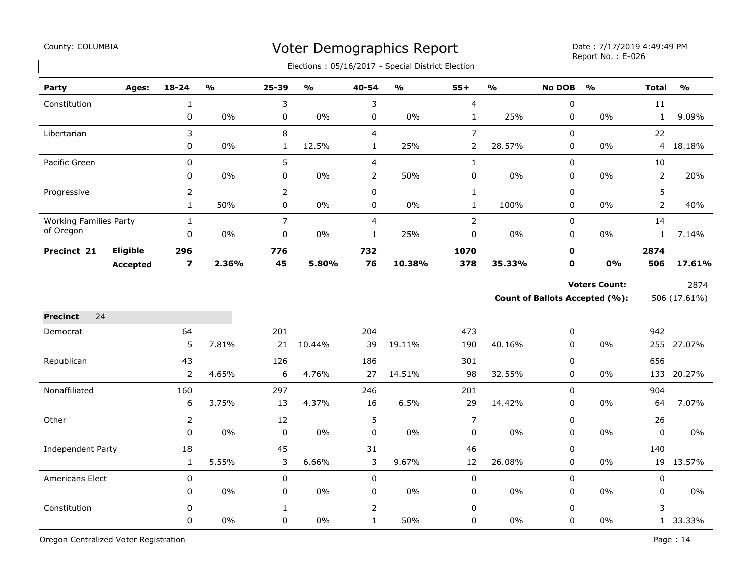County: COLUMBIA

# Voter Demographics Report

Date : 7/17/2019 4:49:49 PM
Report No. : E-026

Elections : 05/16/2017 - Special District Election

| Party | Ages: | 18-24 | % | 25-39 | % | 40-54 | % | 55+ | % | No DOB | % | Total | % |
|---|---|---|---|---|---|---|---|---|---|---|---|---|---|
| Constitution | | 1 | | 3 | | 3 | | 4 | | 0 | | 11 | |
| | | 0 | 0% | 0 | 0% | 0 | 0% | 1 | 25% | 0 | 0% | 1 | 9.09% |
| Libertarian | | 3 | | 8 | | 4 | | 7 | | 0 | | 22 | |
| | | 0 | 0% | 1 | 12.5% | 1 | 25% | 2 | 28.57% | 0 | 0% | 4 | 18.18% |
| Pacific Green | | 0 | | 5 | | 4 | | 1 | | 0 | | 10 | |
| | | 0 | 0% | 0 | 0% | 2 | 50% | 0 | 0% | 0 | 0% | 2 | 20% |
| Progressive | | 2 | | 2 | | 0 | | 1 | | 0 | | 5 | |
| | | 1 | 50% | 0 | 0% | 0 | 0% | 1 | 100% | 0 | 0% | 2 | 40% |
| Working Families Party of Oregon | | 1 | | 7 | | 4 | | 2 | | 0 | | 14 | |
| | | 0 | 0% | 0 | 0% | 1 | 25% | 0 | 0% | 0 | 0% | 1 | 7.14% |
| **Precinct 21** | **Eligible** | **296** | | **776** | | **732** | | **1070** | | **0** | | **2874** | |
| | **Accepted** | **7** | **2.36%** | **45** | **5.80%** | **76** | **10.38%** | **378** | **35.33%** | **0** | **0%** | **506** | **17.61%** |

**Voters Count:** 2874

**Count of Ballots Accepted (%):** 506 (17.61%)

**Precinct** 24

| Party | Ages: | 18-24 | % | 25-39 | % | 40-54 | % | 55+ | % | No DOB | % | Total | % |
|---|---|---|---|---|---|---|---|---|---|---|---|---|---|
| Democrat | | 64 | | 201 | | 204 | | 473 | | 0 | | 942 | |
| | | 5 | 7.81% | 21 | 10.44% | 39 | 19.11% | 190 | 40.16% | 0 | 0% | 255 | 27.07% |
| Republican | | 43 | | 126 | | 186 | | 301 | | 0 | | 656 | |
| | | 2 | 4.65% | 6 | 4.76% | 27 | 14.51% | 98 | 32.55% | 0 | 0% | 133 | 20.27% |
| Nonaffiliated | | 160 | | 297 | | 246 | | 201 | | 0 | | 904 | |
| | | 6 | 3.75% | 13 | 4.37% | 16 | 6.5% | 29 | 14.42% | 0 | 0% | 64 | 7.07% |
| Other | | 2 | | 12 | | 5 | | 7 | | 0 | | 26 | |
| | | 0 | 0% | 0 | 0% | 0 | 0% | 0 | 0% | 0 | 0% | 0 | 0% |
| Independent Party | | 18 | | 45 | | 31 | | 46 | | 0 | | 140 | |
| | | 1 | 5.55% | 3 | 6.66% | 3 | 9.67% | 12 | 26.08% | 0 | 0% | 19 | 13.57% |
| Americans Elect | | 0 | | 0 | | 0 | | 0 | | 0 | | 0 | |
| | | 0 | 0% | 0 | 0% | 0 | 0% | 0 | 0% | 0 | 0% | 0 | 0% |
| Constitution | | 0 | | 1 | | 2 | | 0 | | 0 | | 3 | |
| | | 0 | 0% | 0 | 0% | 1 | 50% | 0 | 0% | 0 | 0% | 1 | 33.33% |

Oregon Centralized Voter Registration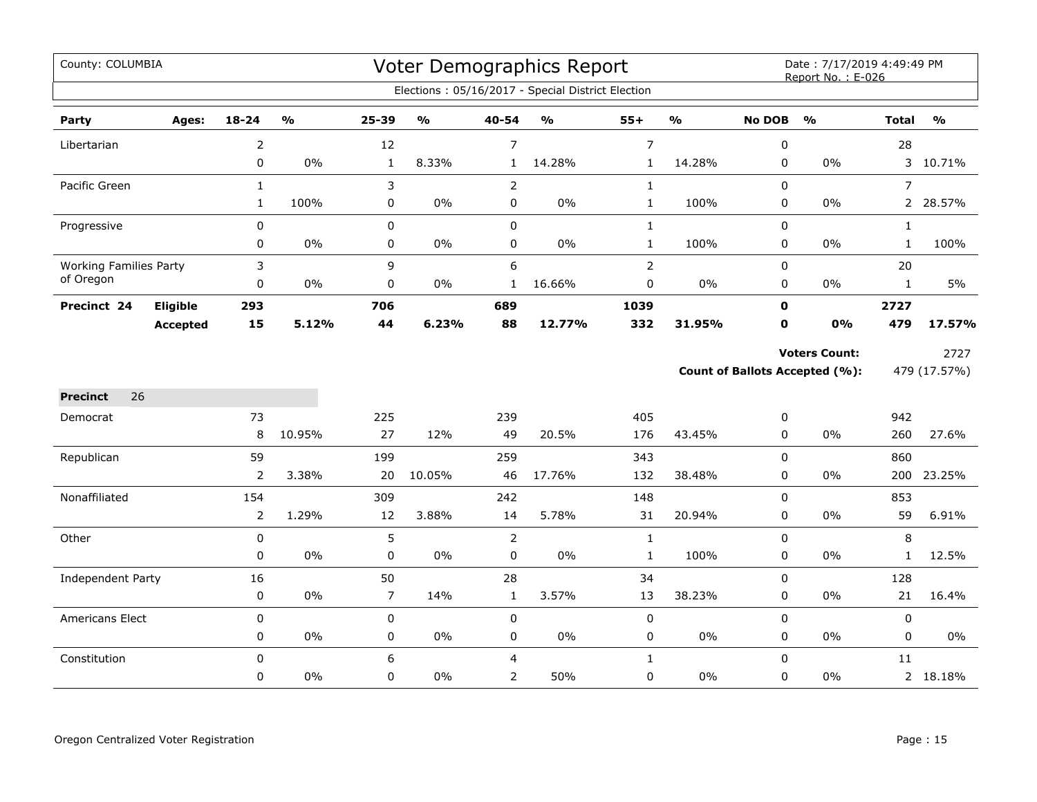County: COLUMBIA

# Voter Demographics Report

Date : 7/17/2019 4:49:49 PM
Report No. : E-026

Elections : 05/16/2017 - Special District Election

| Party | Ages: | 18-24 | % | 25-39 | % | 40-54 | % | 55+ | % | No DOB | % | Total | % |
|---|---|---|---|---|---|---|---|---|---|---|---|---|---|
| Libertarian | | 2 | | 12 | | 7 | | 7 | | 0 | | 28 | |
| | | 0 | 0% | 1 | 8.33% | 1 | 14.28% | 1 | 14.28% | 0 | 0% | 3 | 10.71% |
| Pacific Green | | 1 | | 3 | | 2 | | 1 | | 0 | | 7 | |
| | | 1 | 100% | 0 | 0% | 0 | 0% | 1 | 100% | 0 | 0% | 2 | 28.57% |
| Progressive | | 0 | | 0 | | 0 | | 1 | | 0 | | 1 | |
| | | 0 | 0% | 0 | 0% | 0 | 0% | 1 | 100% | 0 | 0% | 1 | 100% |
| Working Families Party of Oregon | | 3 | | 9 | | 6 | | 2 | | 0 | | 20 | |
| | | 0 | 0% | 0 | 0% | 1 | 16.66% | 0 | 0% | 0 | 0% | 1 | 5% |
| **Precinct 24** | **Eligible** | **293** | | **706** | | **689** | | **1039** | | **0** | | **2727** | |
| | **Accepted** | **15** | **5.12%** | **44** | **6.23%** | **88** | **12.77%** | **332** | **31.95%** | **0** | **0%** | **479** | **17.57%** |

**Voters Count:** 2727

**Count of Ballots Accepted (%):** 479 (17.57%)

**Precinct** 26

| Party | Ages: | 18-24 | % | 25-39 | % | 40-54 | % | 55+ | % | No DOB | % | Total | % |
|---|---|---|---|---|---|---|---|---|---|---|---|---|---|
| Democrat | | 73 | | 225 | | 239 | | 405 | | 0 | | 942 | |
| | | 8 | 10.95% | 27 | 12% | 49 | 20.5% | 176 | 43.45% | 0 | 0% | 260 | 27.6% |
| Republican | | 59 | | 199 | | 259 | | 343 | | 0 | | 860 | |
| | | 2 | 3.38% | 20 | 10.05% | 46 | 17.76% | 132 | 38.48% | 0 | 0% | 200 | 23.25% |
| Nonaffiliated | | 154 | | 309 | | 242 | | 148 | | 0 | | 853 | |
| | | 2 | 1.29% | 12 | 3.88% | 14 | 5.78% | 31 | 20.94% | 0 | 0% | 59 | 6.91% |
| Other | | 0 | | 5 | | 2 | | 1 | | 0 | | 8 | |
| | | 0 | 0% | 0 | 0% | 0 | 0% | 1 | 100% | 0 | 0% | 1 | 12.5% |
| Independent Party | | 16 | | 50 | | 28 | | 34 | | 0 | | 128 | |
| | | 0 | 0% | 7 | 14% | 1 | 3.57% | 13 | 38.23% | 0 | 0% | 21 | 16.4% |
| Americans Elect | | 0 | | 0 | | 0 | | 0 | | 0 | | 0 | |
| | | 0 | 0% | 0 | 0% | 0 | 0% | 0 | 0% | 0 | 0% | 0 | 0% |
| Constitution | | 0 | | 6 | | 4 | | 1 | | 0 | | 11 | |
| | | 0 | 0% | 0 | 0% | 2 | 50% | 0 | 0% | 0 | 0% | 2 | 18.18% |

Oregon Centralized Voter Registration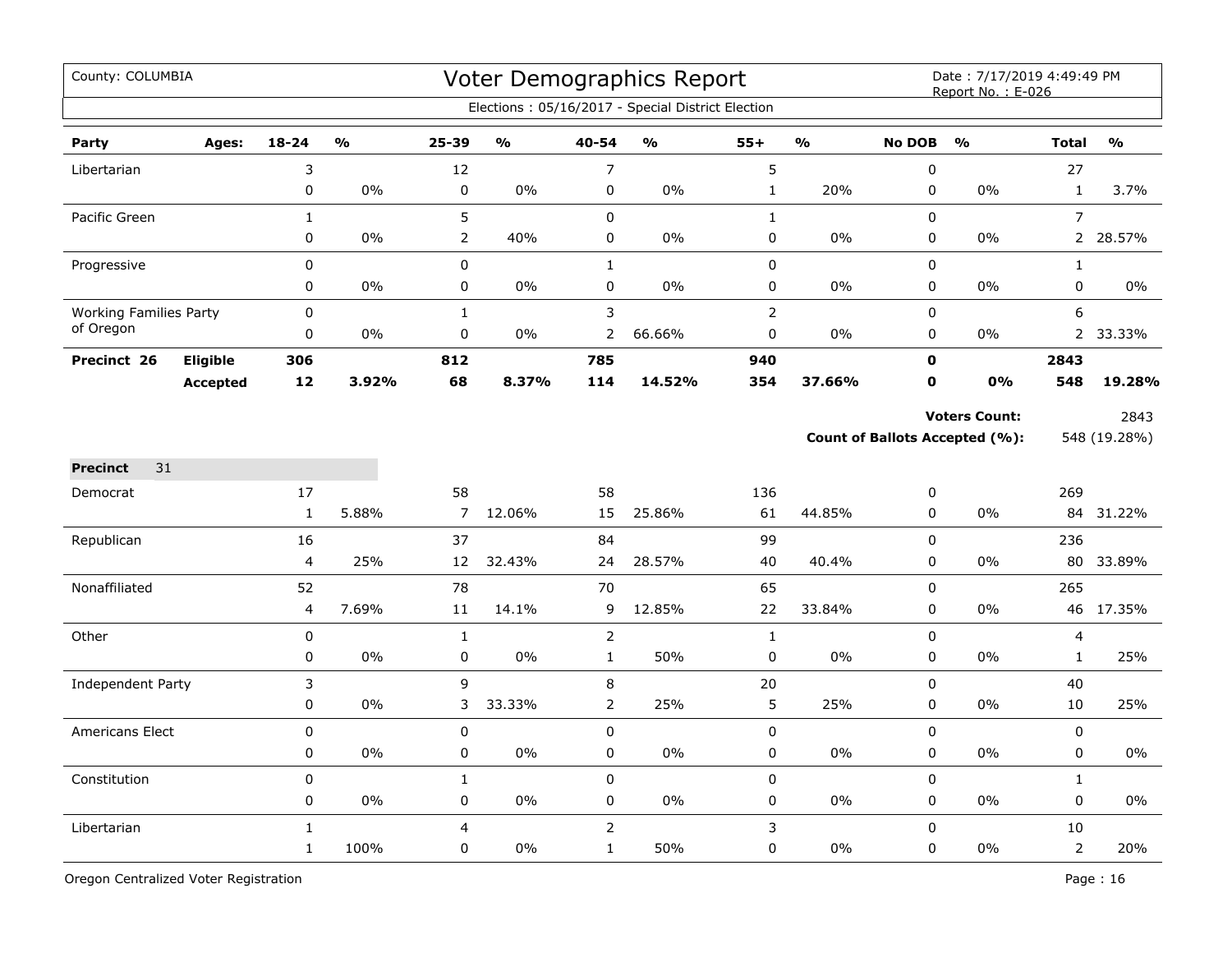County: COLUMBIA

# Voter Demographics Report

Date : 7/17/2019 4:49:49 PM
Report No. : E-026

Elections : 05/16/2017 - Special District Election

| Party | Ages: | 18-24 | % | 25-39 | % | 40-54 | % | 55+ | % | No DOB | % | Total | % |
|---|---|---|---|---|---|---|---|---|---|---|---|---|---|
| Libertarian | | 3 | | 12 | | 7 | | 5 | | 0 | | 27 | |
| | | 0 | 0% | 0 | 0% | 0 | 0% | 1 | 20% | 0 | 0% | 1 | 3.7% |
| Pacific Green | | 1 | | 5 | | 0 | | 1 | | 0 | | 7 | |
| | | 0 | 0% | 2 | 40% | 0 | 0% | 0 | 0% | 0 | 0% | 2 | 28.57% |
| Progressive | | 0 | | 0 | | 1 | | 0 | | 0 | | 1 | |
| | | 0 | 0% | 0 | 0% | 0 | 0% | 0 | 0% | 0 | 0% | 0 | 0% |
| Working Families Party of Oregon | | 0 | | 1 | | 3 | | 2 | | 0 | | 6 | |
| | | 0 | 0% | 0 | 0% | 2 | 66.66% | 0 | 0% | 0 | 0% | 2 | 33.33% |
| **Precinct 26** | **Eligible** | **306** | | **812** | | **785** | | **940** | | **0** | | **2843** | |
| | **Accepted** | **12** | **3.92%** | **68** | **8.37%** | **114** | **14.52%** | **354** | **37.66%** | **0** | **0%** | **548** | **19.28%** |

**Voters Count:** 2843

**Count of Ballots Accepted (%):** 548 (19.28%)

**Precinct** 31

| Party | Ages: | 18-24 | % | 25-39 | % | 40-54 | % | 55+ | % | No DOB | % | Total | % |
|---|---|---|---|---|---|---|---|---|---|---|---|---|---|
| Democrat | | 17 | | 58 | | 58 | | 136 | | 0 | | 269 | |
| | | 1 | 5.88% | 7 | 12.06% | 15 | 25.86% | 61 | 44.85% | 0 | 0% | 84 | 31.22% |
| Republican | | 16 | | 37 | | 84 | | 99 | | 0 | | 236 | |
| | | 4 | 25% | 12 | 32.43% | 24 | 28.57% | 40 | 40.4% | 0 | 0% | 80 | 33.89% |
| Nonaffiliated | | 52 | | 78 | | 70 | | 65 | | 0 | | 265 | |
| | | 4 | 7.69% | 11 | 14.1% | 9 | 12.85% | 22 | 33.84% | 0 | 0% | 46 | 17.35% |
| Other | | 0 | | 1 | | 2 | | 1 | | 0 | | 4 | |
| | | 0 | 0% | 0 | 0% | 1 | 50% | 0 | 0% | 0 | 0% | 1 | 25% |
| Independent Party | | 3 | | 9 | | 8 | | 20 | | 0 | | 40 | |
| | | 0 | 0% | 3 | 33.33% | 2 | 25% | 5 | 25% | 0 | 0% | 10 | 25% |
| Americans Elect | | 0 | | 0 | | 0 | | 0 | | 0 | | 0 | |
| | | 0 | 0% | 0 | 0% | 0 | 0% | 0 | 0% | 0 | 0% | 0 | 0% |
| Constitution | | 0 | | 1 | | 0 | | 0 | | 0 | | 1 | |
| | | 0 | 0% | 0 | 0% | 0 | 0% | 0 | 0% | 0 | 0% | 0 | 0% |
| Libertarian | | 1 | | 4 | | 2 | | 3 | | 0 | | 10 | |
| | | 1 | 100% | 0 | 0% | 1 | 50% | 0 | 0% | 0 | 0% | 2 | 20% |

Oregon Centralized Voter Registration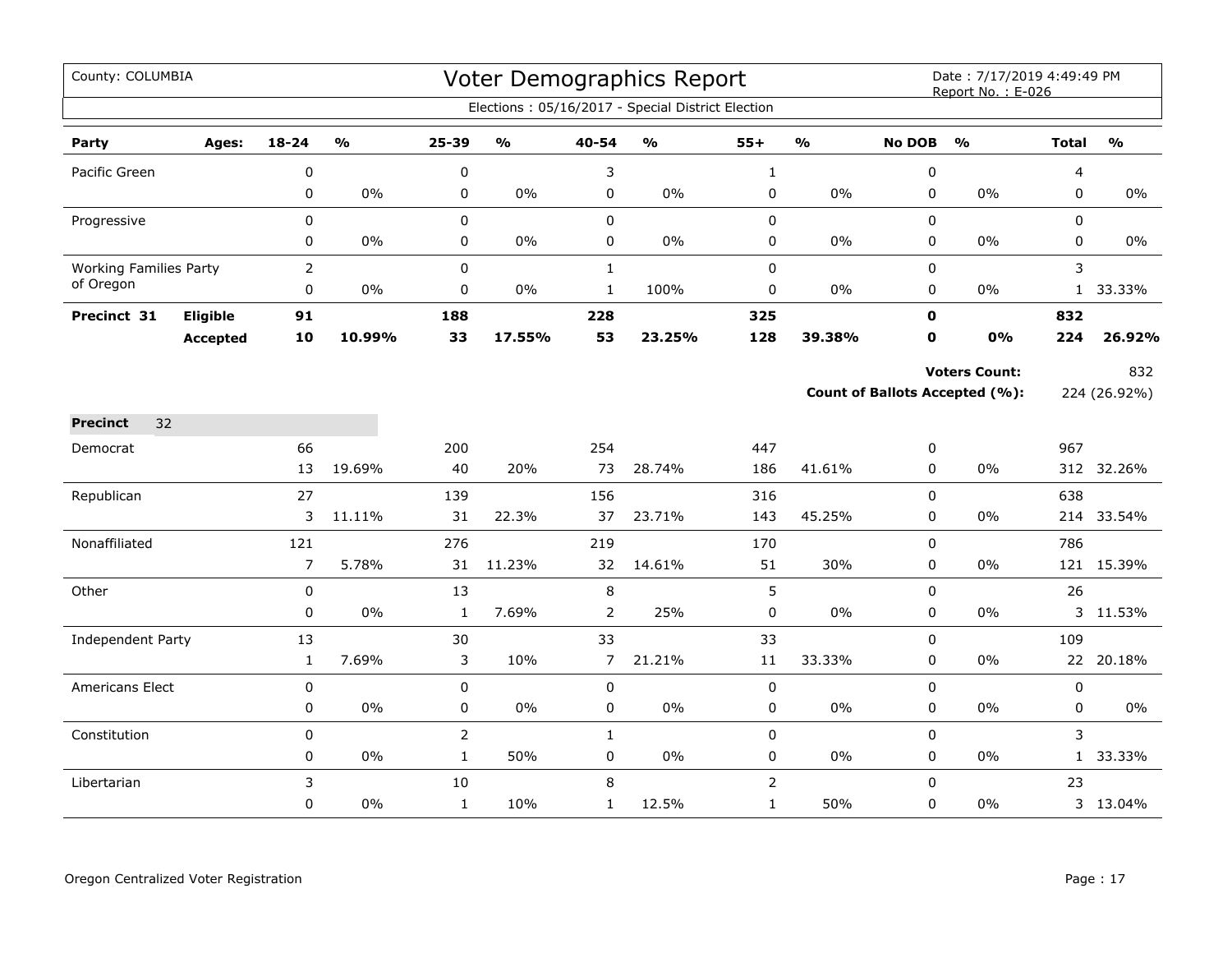County: COLUMBIA

# Voter Demographics Report

Date : 7/17/2019 4:49:49 PM
Report No. : E-026

Elections : 05/16/2017 - Special District Election

| Party | Ages: | 18-24 | % | 25-39 | % | 40-54 | % | 55+ | % | No DOB | % | Total | % |
|---|---|---|---|---|---|---|---|---|---|---|---|---|---|
| Pacific Green | | 0 | | 0 | | 3 | | 1 | | 0 | | 4 | |
| | | 0 | 0% | 0 | 0% | 0 | 0% | 0 | 0% | 0 | 0% | 0 | 0% |
| Progressive | | 0 | | 0 | | 0 | | 0 | | 0 | | 0 | |
| | | 0 | 0% | 0 | 0% | 0 | 0% | 0 | 0% | 0 | 0% | 0 | 0% |
| Working Families Party of Oregon | | 2 | | 0 | | 1 | | 0 | | 0 | | 3 | |
| | | 0 | 0% | 0 | 0% | 1 | 100% | 0 | 0% | 0 | 0% | 1 | 33.33% |
| **Precinct 31** | **Eligible** | **91** | | **188** | | **228** | | **325** | | **0** | | **832** | |
| | **Accepted** | **10** | **10.99%** | **33** | **17.55%** | **53** | **23.25%** | **128** | **39.38%** | **0** | **0%** | **224** | **26.92%** |

**Voters Count:** 832

**Count of Ballots Accepted (%):** 224 (26.92%)

| Party | Ages: | 18-24 | % | 25-39 | % | 40-54 | % | 55+ | % | No DOB | % | Total | % |
|---|---|---|---|---|---|---|---|---|---|---|---|---|---|
| **Precinct** 32 | | | | | | | | | | | | | |
| Democrat | | 66 | | 200 | | 254 | | 447 | | 0 | | 967 | |
| | | 13 | 19.69% | 40 | 20% | 73 | 28.74% | 186 | 41.61% | 0 | 0% | 312 | 32.26% |
| Republican | | 27 | | 139 | | 156 | | 316 | | 0 | | 638 | |
| | | 3 | 11.11% | 31 | 22.3% | 37 | 23.71% | 143 | 45.25% | 0 | 0% | 214 | 33.54% |
| Nonaffiliated | | 121 | | 276 | | 219 | | 170 | | 0 | | 786 | |
| | | 7 | 5.78% | 31 | 11.23% | 32 | 14.61% | 51 | 30% | 0 | 0% | 121 | 15.39% |
| Other | | 0 | | 13 | | 8 | | 5 | | 0 | | 26 | |
| | | 0 | 0% | 1 | 7.69% | 2 | 25% | 0 | 0% | 0 | 0% | 3 | 11.53% |
| Independent Party | | 13 | | 30 | | 33 | | 33 | | 0 | | 109 | |
| | | 1 | 7.69% | 3 | 10% | 7 | 21.21% | 11 | 33.33% | 0 | 0% | 22 | 20.18% |
| Americans Elect | | 0 | | 0 | | 0 | | 0 | | 0 | | 0 | |
| | | 0 | 0% | 0 | 0% | 0 | 0% | 0 | 0% | 0 | 0% | 0 | 0% |
| Constitution | | 0 | | 2 | | 1 | | 0 | | 0 | | 3 | |
| | | 0 | 0% | 1 | 50% | 0 | 0% | 0 | 0% | 0 | 0% | 1 | 33.33% |
| Libertarian | | 3 | | 10 | | 8 | | 2 | | 0 | | 23 | |
| | | 0 | 0% | 1 | 10% | 1 | 12.5% | 1 | 50% | 0 | 0% | 3 | 13.04% |

Oregon Centralized Voter Registration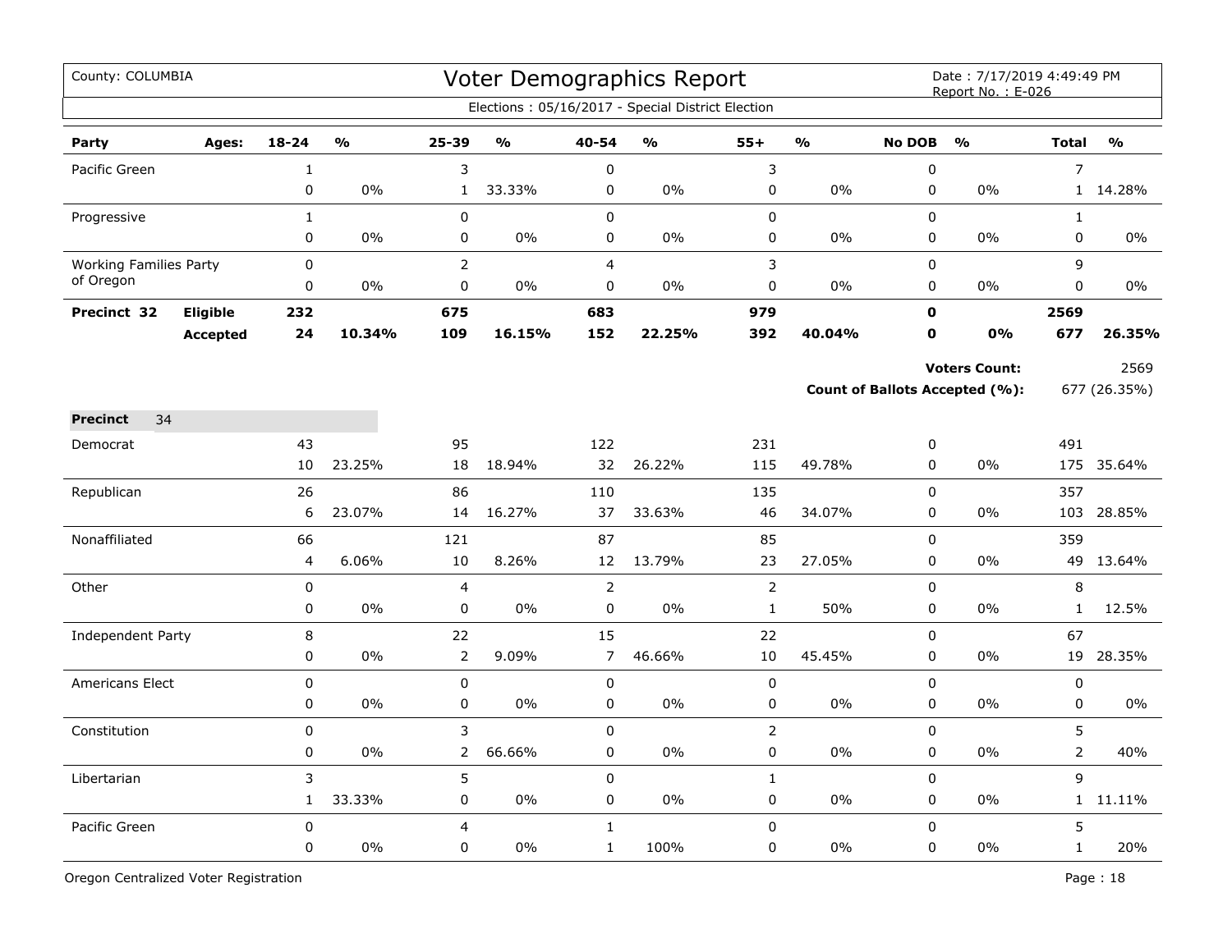County: COLUMBIA

# Voter Demographics Report

Date : 7/17/2019 4:49:49 PM
Report No. : E-026

Elections : 05/16/2017 - Special District Election

| Party | Ages: | 18-24 | % | 25-39 | % | 40-54 | % | 55+ | % | No DOB | % | Total | % |
|---|---|---|---|---|---|---|---|---|---|---|---|---|---|
| Pacific Green | | 1 | | 3 | | 0 | | 3 | | 0 | | 7 | |
| | | 0 | 0% | 1 | 33.33% | 0 | 0% | 0 | 0% | 0 | 0% | 1 | 14.28% |
| Progressive | | 1 | | 0 | | 0 | | 0 | | 0 | | 1 | |
| | | 0 | 0% | 0 | 0% | 0 | 0% | 0 | 0% | 0 | 0% | 0 | 0% |
| Working Families Party of Oregon | | 0 | | 2 | | 4 | | 3 | | 0 | | 9 | |
| | | 0 | 0% | 0 | 0% | 0 | 0% | 0 | 0% | 0 | 0% | 0 | 0% |
| **Precinct 32** | **Eligible** | **232** | | **675** | | **683** | | **979** | | **0** | | **2569** | |
| | **Accepted** | **24** | **10.34%** | **109** | **16.15%** | **152** | **22.25%** | **392** | **40.04%** | **0** | **0%** | **677** | **26.35%** |

**Voters Count:** 2569

**Count of Ballots Accepted (%):** 677 (26.35%)

**Precinct** 34

| Party | Ages: | 18-24 | % | 25-39 | % | 40-54 | % | 55+ | % | No DOB | % | Total | % |
|---|---|---|---|---|---|---|---|---|---|---|---|---|---|
| Democrat | | 43 | | 95 | | 122 | | 231 | | 0 | | 491 | |
| | | 10 | 23.25% | 18 | 18.94% | 32 | 26.22% | 115 | 49.78% | 0 | 0% | 175 | 35.64% |
| Republican | | 26 | | 86 | | 110 | | 135 | | 0 | | 357 | |
| | | 6 | 23.07% | 14 | 16.27% | 37 | 33.63% | 46 | 34.07% | 0 | 0% | 103 | 28.85% |
| Nonaffiliated | | 66 | | 121 | | 87 | | 85 | | 0 | | 359 | |
| | | 4 | 6.06% | 10 | 8.26% | 12 | 13.79% | 23 | 27.05% | 0 | 0% | 49 | 13.64% |
| Other | | 0 | | 4 | | 2 | | 2 | | 0 | | 8 | |
| | | 0 | 0% | 0 | 0% | 0 | 0% | 1 | 50% | 0 | 0% | 1 | 12.5% |
| Independent Party | | 8 | | 22 | | 15 | | 22 | | 0 | | 67 | |
| | | 0 | 0% | 2 | 9.09% | 7 | 46.66% | 10 | 45.45% | 0 | 0% | 19 | 28.35% |
| Americans Elect | | 0 | | 0 | | 0 | | 0 | | 0 | | 0 | |
| | | 0 | 0% | 0 | 0% | 0 | 0% | 0 | 0% | 0 | 0% | 0 | 0% |
| Constitution | | 0 | | 3 | | 0 | | 2 | | 0 | | 5 | |
| | | 0 | 0% | 2 | 66.66% | 0 | 0% | 0 | 0% | 0 | 0% | 2 | 40% |
| Libertarian | | 3 | | 5 | | 0 | | 1 | | 0 | | 9 | |
| | | 1 | 33.33% | 0 | 0% | 0 | 0% | 0 | 0% | 0 | 0% | 1 | 11.11% |
| Pacific Green | | 0 | | 4 | | 1 | | 0 | | 0 | | 5 | |
| | | 0 | 0% | 0 | 0% | 1 | 100% | 0 | 0% | 0 | 0% | 1 | 20% |

Oregon Centralized Voter Registration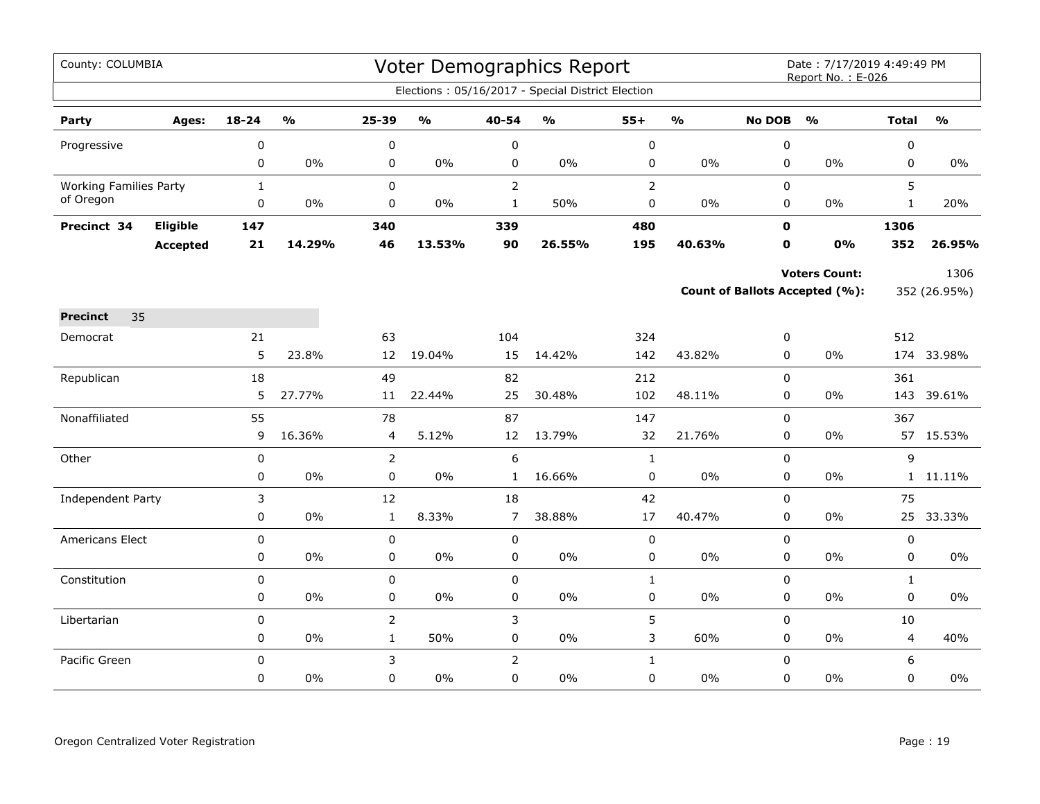County: COLUMBIA

# Voter Demographics Report

Date : 7/17/2019 4:49:49 PM
Report No. : E-026

Elections : 05/16/2017 - Special District Election

| Party | Ages: | 18-24 | % | 25-39 | % | 40-54 | % | 55+ | % | No DOB | % | Total | % |
|---|---|---|---|---|---|---|---|---|---|---|---|---|---|
| Progressive | | 0 | | 0 | | 0 | | 0 | | 0 | | 0 | |
| | | 0 | 0% | 0 | 0% | 0 | 0% | 0 | 0% | 0 | 0% | 0 | 0% |
| Working Families Party of Oregon | | 1 | | 0 | | 2 | | 2 | | 0 | | 5 | |
| | | 0 | 0% | 0 | 0% | 1 | 50% | 0 | 0% | 0 | 0% | 1 | 20% |
| **Precinct 34** | **Eligible** | **147** | | **340** | | **339** | | **480** | | **0** | | **1306** | |
| | **Accepted** | **21** | **14.29%** | **46** | **13.53%** | **90** | **26.55%** | **195** | **40.63%** | **0** | **0%** | **352** | **26.95%** |

**Voters Count:** 1306

**Count of Ballots Accepted (%):** 352 (26.95%)

**Precinct** 35

| Party | 18-24 | % | 25-39 | % | 40-54 | % | 55+ | % | No DOB | % | Total | % |
|---|---|---|---|---|---|---|---|---|---|---|---|---|
| Democrat | 21 | | 63 | | 104 | | 324 | | 0 | | 512 | |
| | 5 | 23.8% | 12 | 19.04% | 15 | 14.42% | 142 | 43.82% | 0 | 0% | 174 | 33.98% |
| Republican | 18 | | 49 | | 82 | | 212 | | 0 | | 361 | |
| | 5 | 27.77% | 11 | 22.44% | 25 | 30.48% | 102 | 48.11% | 0 | 0% | 143 | 39.61% |
| Nonaffiliated | 55 | | 78 | | 87 | | 147 | | 0 | | 367 | |
| | 9 | 16.36% | 4 | 5.12% | 12 | 13.79% | 32 | 21.76% | 0 | 0% | 57 | 15.53% |
| Other | 0 | | 2 | | 6 | | 1 | | 0 | | 9 | |
| | 0 | 0% | 0 | 0% | 1 | 16.66% | 0 | 0% | 0 | 0% | 1 | 11.11% |
| Independent Party | 3 | | 12 | | 18 | | 42 | | 0 | | 75 | |
| | 0 | 0% | 1 | 8.33% | 7 | 38.88% | 17 | 40.47% | 0 | 0% | 25 | 33.33% |
| Americans Elect | 0 | | 0 | | 0 | | 0 | | 0 | | 0 | |
| | 0 | 0% | 0 | 0% | 0 | 0% | 0 | 0% | 0 | 0% | 0 | 0% |
| Constitution | 0 | | 0 | | 0 | | 1 | | 0 | | 1 | |
| | 0 | 0% | 0 | 0% | 0 | 0% | 0 | 0% | 0 | 0% | 0 | 0% |
| Libertarian | 0 | | 2 | | 3 | | 5 | | 0 | | 10 | |
| | 0 | 0% | 1 | 50% | 0 | 0% | 3 | 60% | 0 | 0% | 4 | 40% |
| Pacific Green | 0 | | 3 | | 2 | | 1 | | 0 | | 6 | |
| | 0 | 0% | 0 | 0% | 0 | 0% | 0 | 0% | 0 | 0% | 0 | 0% |

Oregon Centralized Voter Registration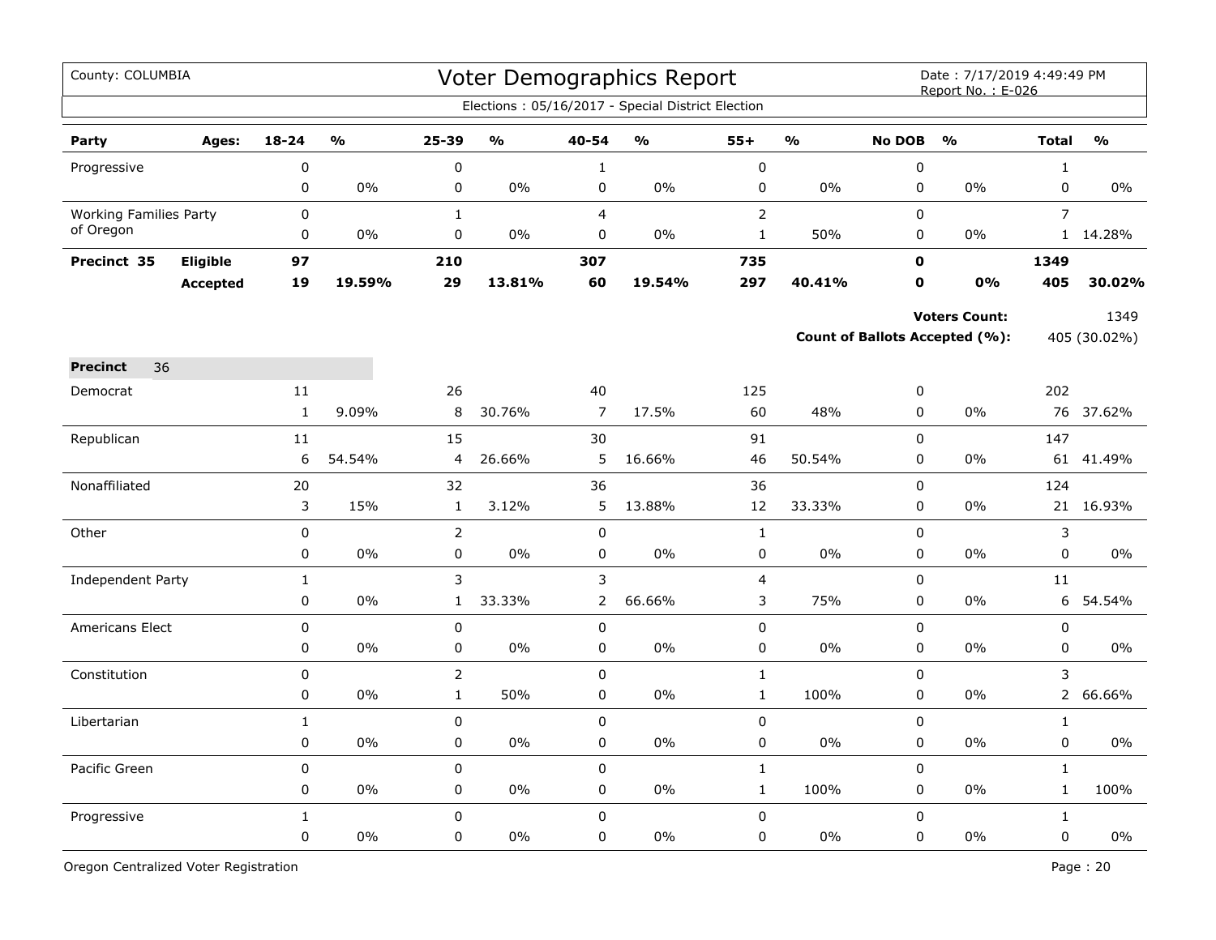County: COLUMBIA

# Voter Demographics Report

Date : 7/17/2019 4:49:49 PM
Report No. : E-026

Elections : 05/16/2017 - Special District Election

| Party | Ages: | 18-24 | % | 25-39 | % | 40-54 | % | 55+ | % | No DOB | % | Total | % |
|---|---|---|---|---|---|---|---|---|---|---|---|---|---|
| Progressive | | 0 | | 0 | | 1 | | 0 | | 0 | | 1 | |
| | | 0 | 0% | 0 | 0% | 0 | 0% | 0 | 0% | 0 | 0% | 0 | 0% |
| Working Families Party of Oregon | | 0 | | 1 | | 4 | | 2 | | 0 | | 7 | |
| | | 0 | 0% | 0 | 0% | 0 | 0% | 1 | 50% | 0 | 0% | 1 | 14.28% |
| **Precinct 35** | **Eligible** | **97** | | **210** | | **307** | | **735** | | **0** | | **1349** | |
| | **Accepted** | **19** | **19.59%** | **29** | **13.81%** | **60** | **19.54%** | **297** | **40.41%** | **0** | **0%** | **405** | **30.02%** |

**Voters Count:** 1349

**Count of Ballots Accepted (%):** 405 (30.02%)

**Precinct** 36

| Party | 18-24 | % | 25-39 | % | 40-54 | % | 55+ | % | No DOB | % | Total | % |
|---|---|---|---|---|---|---|---|---|---|---|---|---|
| Democrat | 11 | | 26 | | 40 | | 125 | | 0 | | 202 | |
| | 1 | 9.09% | 8 | 30.76% | 7 | 17.5% | 60 | 48% | 0 | 0% | 76 | 37.62% |
| Republican | 11 | | 15 | | 30 | | 91 | | 0 | | 147 | |
| | 6 | 54.54% | 4 | 26.66% | 5 | 16.66% | 46 | 50.54% | 0 | 0% | 61 | 41.49% |
| Nonaffiliated | 20 | | 32 | | 36 | | 36 | | 0 | | 124 | |
| | 3 | 15% | 1 | 3.12% | 5 | 13.88% | 12 | 33.33% | 0 | 0% | 21 | 16.93% |
| Other | 0 | | 2 | | 0 | | 1 | | 0 | | 3 | |
| | 0 | 0% | 0 | 0% | 0 | 0% | 0 | 0% | 0 | 0% | 0 | 0% |
| Independent Party | 1 | | 3 | | 3 | | 4 | | 0 | | 11 | |
| | 0 | 0% | 1 | 33.33% | 2 | 66.66% | 3 | 75% | 0 | 0% | 6 | 54.54% |
| Americans Elect | 0 | | 0 | | 0 | | 0 | | 0 | | 0 | |
| | 0 | 0% | 0 | 0% | 0 | 0% | 0 | 0% | 0 | 0% | 0 | 0% |
| Constitution | 0 | | 2 | | 0 | | 1 | | 0 | | 3 | |
| | 0 | 0% | 1 | 50% | 0 | 0% | 1 | 100% | 0 | 0% | 2 | 66.66% |
| Libertarian | 1 | | 0 | | 0 | | 0 | | 0 | | 1 | |
| | 0 | 0% | 0 | 0% | 0 | 0% | 0 | 0% | 0 | 0% | 0 | 0% |
| Pacific Green | 0 | | 0 | | 0 | | 1 | | 0 | | 1 | |
| | 0 | 0% | 0 | 0% | 0 | 0% | 1 | 100% | 0 | 0% | 1 | 100% |
| Progressive | 1 | | 0 | | 0 | | 0 | | 0 | | 1 | |
| | 0 | 0% | 0 | 0% | 0 | 0% | 0 | 0% | 0 | 0% | 0 | 0% |

Oregon Centralized Voter Registration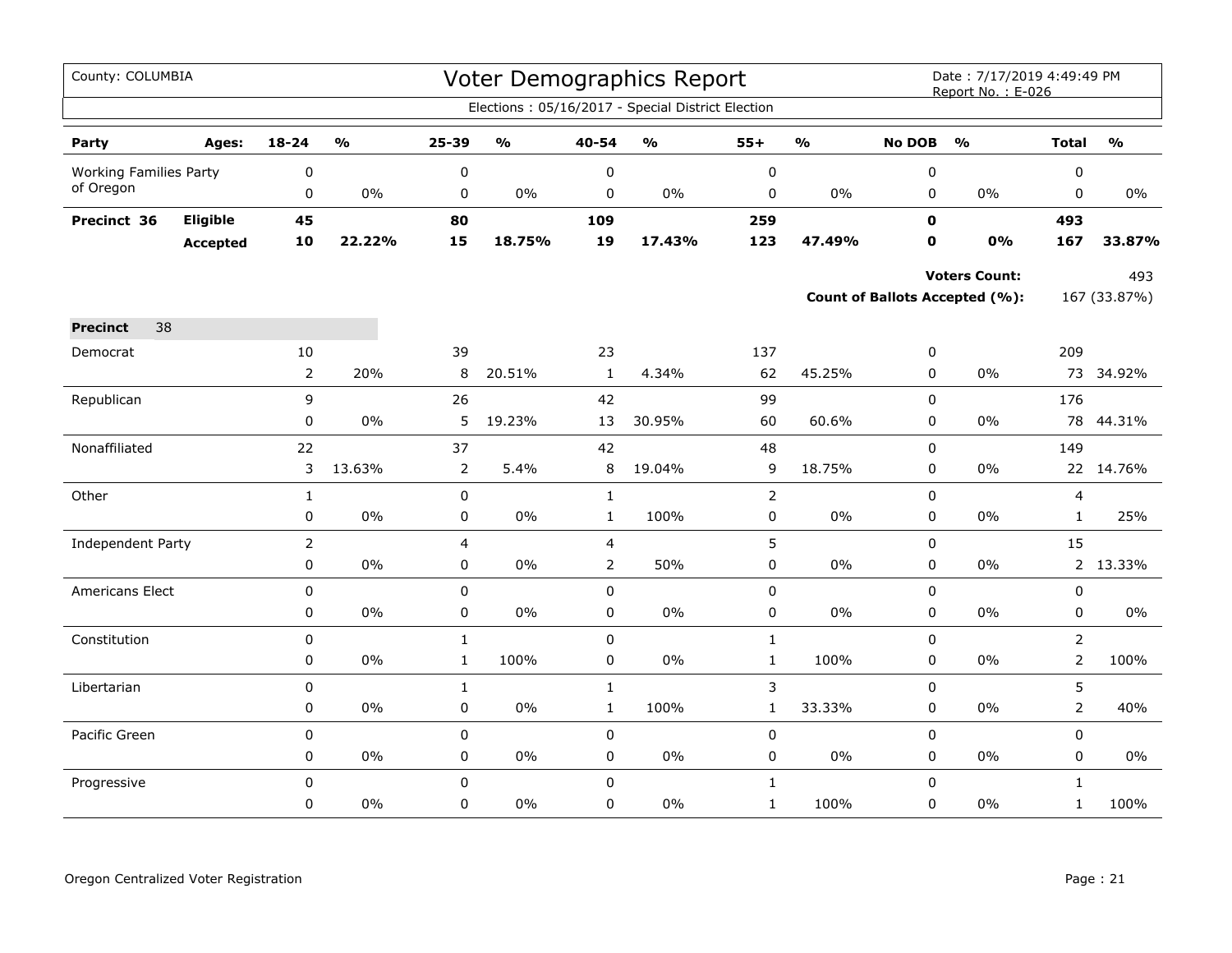County: COLUMBIA

# Voter Demographics Report

Date : 7/17/2019 4:49:49 PM
Report No. : E-026

Elections : 05/16/2017 - Special District Election

| Party | Ages: | 18-24 | % | 25-39 | % | 40-54 | % | 55+ | % | No DOB | % | Total | % |
|---|---|---|---|---|---|---|---|---|---|---|---|---|---|
| Working Families Party of Oregon | | 0 | | 0 | | 0 | | 0 | | 0 | | 0 | |
| | | 0 | 0% | 0 | 0% | 0 | 0% | 0 | 0% | 0 | 0% | 0 | 0% |
| **Precinct 36** | **Eligible** | **45** | | **80** | | **109** | | **259** | | **0** | | **493** | |
| | **Accepted** | **10** | **22.22%** | **15** | **18.75%** | **19** | **17.43%** | **123** | **47.49%** | **0** | **0%** | **167** | **33.87%** |

**Voters Count:** 493

**Count of Ballots Accepted (%):** 167 (33.87%)

| Party | Ages: | 18-24 | % | 25-39 | % | 40-54 | % | 55+ | % | No DOB | % | Total | % |
|---|---|---|---|---|---|---|---|---|---|---|---|---|---|
| **Precinct** | 38 | | | | | | | | | | | | |
| Democrat | | 10 | | 39 | | 23 | | 137 | | 0 | | 209 | |
| | | 2 | 20% | 8 | 20.51% | 1 | 4.34% | 62 | 45.25% | 0 | 0% | 73 | 34.92% |
| Republican | | 9 | | 26 | | 42 | | 99 | | 0 | | 176 | |
| | | 0 | 0% | 5 | 19.23% | 13 | 30.95% | 60 | 60.6% | 0 | 0% | 78 | 44.31% |
| Nonaffiliated | | 22 | | 37 | | 42 | | 48 | | 0 | | 149 | |
| | | 3 | 13.63% | 2 | 5.4% | 8 | 19.04% | 9 | 18.75% | 0 | 0% | 22 | 14.76% |
| Other | | 1 | | 0 | | 1 | | 2 | | 0 | | 4 | |
| | | 0 | 0% | 0 | 0% | 1 | 100% | 0 | 0% | 0 | 0% | 1 | 25% |
| Independent Party | | 2 | | 4 | | 4 | | 5 | | 0 | | 15 | |
| | | 0 | 0% | 0 | 0% | 2 | 50% | 0 | 0% | 0 | 0% | 2 | 13.33% |
| Americans Elect | | 0 | | 0 | | 0 | | 0 | | 0 | | 0 | |
| | | 0 | 0% | 0 | 0% | 0 | 0% | 0 | 0% | 0 | 0% | 0 | 0% |
| Constitution | | 0 | | 1 | | 0 | | 1 | | 0 | | 2 | |
| | | 0 | 0% | 1 | 100% | 0 | 0% | 1 | 100% | 0 | 0% | 2 | 100% |
| Libertarian | | 0 | | 1 | | 1 | | 3 | | 0 | | 5 | |
| | | 0 | 0% | 0 | 0% | 1 | 100% | 1 | 33.33% | 0 | 0% | 2 | 40% |
| Pacific Green | | 0 | | 0 | | 0 | | 0 | | 0 | | 0 | |
| | | 0 | 0% | 0 | 0% | 0 | 0% | 0 | 0% | 0 | 0% | 0 | 0% |
| Progressive | | 0 | | 0 | | 0 | | 1 | | 0 | | 1 | |
| | | 0 | 0% | 0 | 0% | 0 | 0% | 1 | 100% | 0 | 0% | 1 | 100% |

Oregon Centralized Voter Registration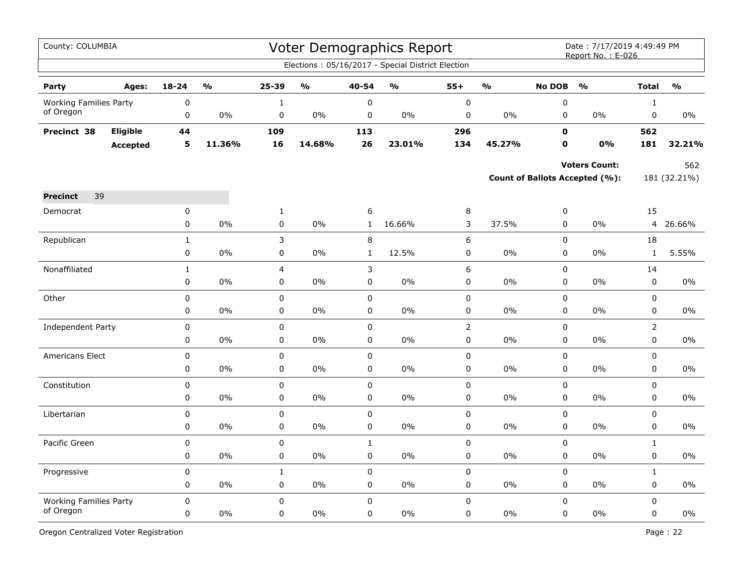County: COLUMBIA

# Voter Demographics Report

Date : 7/17/2019 4:49:49 PM
Report No. : E-026

Elections : 05/16/2017 - Special District Election

| Party | Ages: | 18-24 | % | 25-39 | % | 40-54 | % | 55+ | % | No DOB | % | Total | % |
|---|---|---|---|---|---|---|---|---|---|---|---|---|---|
| Working Families Party of Oregon | | 0 | | 1 | | 0 | | 0 | | 0 | | 1 | |
| | | 0 | 0% | 0 | 0% | 0 | 0% | 0 | 0% | 0 | 0% | 0 | 0% |
| **Precinct 38** | **Eligible** | **44** | | **109** | | **113** | | **296** | | **0** | | **562** | |
| | **Accepted** | **5** | **11.36%** | **16** | **14.68%** | **26** | **23.01%** | **134** | **45.27%** | **0** | **0%** | **181** | **32.21%** |

**Voters Count:** 562

**Count of Ballots Accepted (%):** 181 (32.21%)

**Precinct** 39

| Party | | 18-24 | % | 25-39 | % | 40-54 | % | 55+ | % | No DOB | % | Total | % |
|---|---|---|---|---|---|---|---|---|---|---|---|---|---|
| Democrat | | 0 | | 1 | | 6 | | 8 | | 0 | | 15 | |
| | | 0 | 0% | 0 | 0% | 1 | 16.66% | 3 | 37.5% | 0 | 0% | 4 | 26.66% |
| Republican | | 1 | | 3 | | 8 | | 6 | | 0 | | 18 | |
| | | 0 | 0% | 0 | 0% | 1 | 12.5% | 0 | 0% | 0 | 0% | 1 | 5.55% |
| Nonaffiliated | | 1 | | 4 | | 3 | | 6 | | 0 | | 14 | |
| | | 0 | 0% | 0 | 0% | 0 | 0% | 0 | 0% | 0 | 0% | 0 | 0% |
| Other | | 0 | | 0 | | 0 | | 0 | | 0 | | 0 | |
| | | 0 | 0% | 0 | 0% | 0 | 0% | 0 | 0% | 0 | 0% | 0 | 0% |
| Independent Party | | 0 | | 0 | | 0 | | 2 | | 0 | | 2 | |
| | | 0 | 0% | 0 | 0% | 0 | 0% | 0 | 0% | 0 | 0% | 0 | 0% |
| Americans Elect | | 0 | | 0 | | 0 | | 0 | | 0 | | 0 | |
| | | 0 | 0% | 0 | 0% | 0 | 0% | 0 | 0% | 0 | 0% | 0 | 0% |
| Constitution | | 0 | | 0 | | 0 | | 0 | | 0 | | 0 | |
| | | 0 | 0% | 0 | 0% | 0 | 0% | 0 | 0% | 0 | 0% | 0 | 0% |
| Libertarian | | 0 | | 0 | | 0 | | 0 | | 0 | | 0 | |
| | | 0 | 0% | 0 | 0% | 0 | 0% | 0 | 0% | 0 | 0% | 0 | 0% |
| Pacific Green | | 0 | | 0 | | 1 | | 0 | | 0 | | 1 | |
| | | 0 | 0% | 0 | 0% | 0 | 0% | 0 | 0% | 0 | 0% | 0 | 0% |
| Progressive | | 0 | | 1 | | 0 | | 0 | | 0 | | 1 | |
| | | 0 | 0% | 0 | 0% | 0 | 0% | 0 | 0% | 0 | 0% | 0 | 0% |
| Working Families Party of Oregon | | 0 | | 0 | | 0 | | 0 | | 0 | | 0 | |
| | | 0 | 0% | 0 | 0% | 0 | 0% | 0 | 0% | 0 | 0% | 0 | 0% |

Oregon Centralized Voter Registration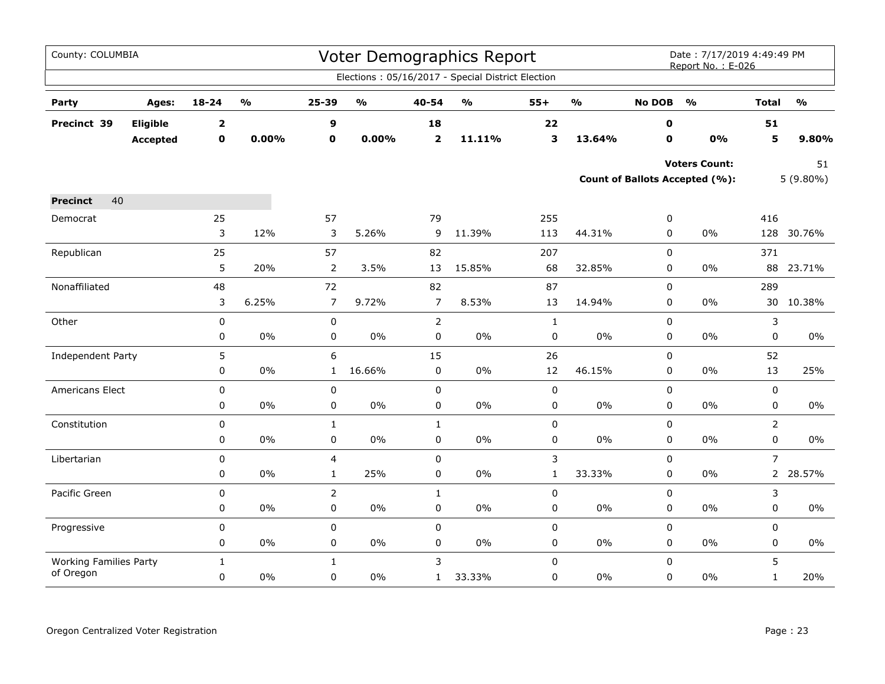County: COLUMBIA

# Voter Demographics Report

Date : 7/17/2019 4:49:49 PM
Report No. : E-026

Elections : 05/16/2017 - Special District Election

| Party | Ages: | 18-24 | % | 25-39 | % | 40-54 | % | 55+ | % | No DOB | % | Total | % |
|---|---|---|---|---|---|---|---|---|---|---|---|---|---|
| **Precinct 39** | **Eligible** | **2** | | **9** | | **18** | | **22** | | **0** | | **51** | |
| | **Accepted** | **0** | **0.00%** | **0** | **0.00%** | **2** | **11.11%** | **3** | **13.64%** | **0** | **0%** | **5** | **9.80%** |

**Voters Count:** 51

**Count of Ballots Accepted (%):** 5 (9.80%)

**Precinct** 40

| Party | 18-24 | % | 25-39 | % | 40-54 | % | 55+ | % | No DOB | % | Total | % |
|---|---|---|---|---|---|---|---|---|---|---|---|---|
| Democrat | 25 | | 57 | | 79 | | 255 | | 0 | | 416 | |
| | 3 | 12% | 3 | 5.26% | 9 | 11.39% | 113 | 44.31% | 0 | 0% | 128 | 30.76% |
| Republican | 25 | | 57 | | 82 | | 207 | | 0 | | 371 | |
| | 5 | 20% | 2 | 3.5% | 13 | 15.85% | 68 | 32.85% | 0 | 0% | 88 | 23.71% |
| Nonaffiliated | 48 | | 72 | | 82 | | 87 | | 0 | | 289 | |
| | 3 | 6.25% | 7 | 9.72% | 7 | 8.53% | 13 | 14.94% | 0 | 0% | 30 | 10.38% |
| Other | 0 | | 0 | | 2 | | 1 | | 0 | | 3 | |
| | 0 | 0% | 0 | 0% | 0 | 0% | 0 | 0% | 0 | 0% | 0 | 0% |
| Independent Party | 5 | | 6 | | 15 | | 26 | | 0 | | 52 | |
| | 0 | 0% | 1 | 16.66% | 0 | 0% | 12 | 46.15% | 0 | 0% | 13 | 25% |
| Americans Elect | 0 | | 0 | | 0 | | 0 | | 0 | | 0 | |
| | 0 | 0% | 0 | 0% | 0 | 0% | 0 | 0% | 0 | 0% | 0 | 0% |
| Constitution | 0 | | 1 | | 1 | | 0 | | 0 | | 2 | |
| | 0 | 0% | 0 | 0% | 0 | 0% | 0 | 0% | 0 | 0% | 0 | 0% |
| Libertarian | 0 | | 4 | | 0 | | 3 | | 0 | | 7 | |
| | 0 | 0% | 1 | 25% | 0 | 0% | 1 | 33.33% | 0 | 0% | 2 | 28.57% |
| Pacific Green | 0 | | 2 | | 1 | | 0 | | 0 | | 3 | |
| | 0 | 0% | 0 | 0% | 0 | 0% | 0 | 0% | 0 | 0% | 0 | 0% |
| Progressive | 0 | | 0 | | 0 | | 0 | | 0 | | 0 | |
| | 0 | 0% | 0 | 0% | 0 | 0% | 0 | 0% | 0 | 0% | 0 | 0% |
| Working Families Party of Oregon | 1 | | 1 | | 3 | | 0 | | 0 | | 5 | |
| | 0 | 0% | 0 | 0% | 1 | 33.33% | 0 | 0% | 0 | 0% | 1 | 20% |

Oregon Centralized Voter Registration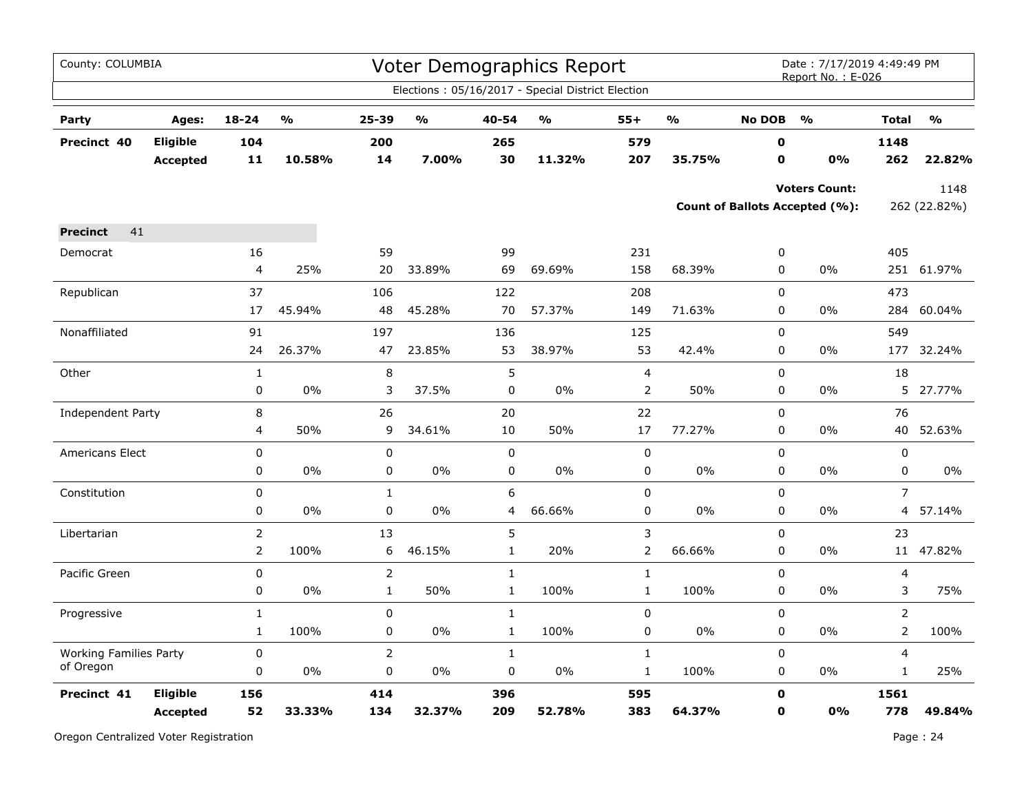County: COLUMBIA

# Voter Demographics Report

Date : 7/17/2019 4:49:49 PM
Report No. : E-026

Elections : 05/16/2017 - Special District Election

| Party | Ages: | 18-24 | % | 25-39 | % | 40-54 | % | 55+ | % | No DOB | % | Total | % |
|---|---|---|---|---|---|---|---|---|---|---|---|---|---|
| **Precinct 40** | **Eligible** | **104** | | **200** | | **265** | | **579** | | **0** | | **1148** | |
| | **Accepted** | **11** | **10.58%** | **14** | **7.00%** | **30** | **11.32%** | **207** | **35.75%** | **0** | **0%** | **262** | **22.82%** |

**Voters Count:** 1148

**Count of Ballots Accepted (%):** 262 (22.82%)

**Precinct** 41

| Party | | 18-24 | % | 25-39 | % | 40-54 | % | 55+ | % | No DOB | % | Total | % |
|---|---|---|---|---|---|---|---|---|---|---|---|---|---|
| Democrat | | 16 | | 59 | | 99 | | 231 | | 0 | | 405 | |
| | | 4 | 25% | 20 | 33.89% | 69 | 69.69% | 158 | 68.39% | 0 | 0% | 251 | 61.97% |
| Republican | | 37 | | 106 | | 122 | | 208 | | 0 | | 473 | |
| | | 17 | 45.94% | 48 | 45.28% | 70 | 57.37% | 149 | 71.63% | 0 | 0% | 284 | 60.04% |
| Nonaffiliated | | 91 | | 197 | | 136 | | 125 | | 0 | | 549 | |
| | | 24 | 26.37% | 47 | 23.85% | 53 | 38.97% | 53 | 42.4% | 0 | 0% | 177 | 32.24% |
| Other | | 1 | | 8 | | 5 | | 4 | | 0 | | 18 | |
| | | 0 | 0% | 3 | 37.5% | 0 | 0% | 2 | 50% | 0 | 0% | 5 | 27.77% |
| Independent Party | | 8 | | 26 | | 20 | | 22 | | 0 | | 76 | |
| | | 4 | 50% | 9 | 34.61% | 10 | 50% | 17 | 77.27% | 0 | 0% | 40 | 52.63% |
| Americans Elect | | 0 | | 0 | | 0 | | 0 | | 0 | | 0 | |
| | | 0 | 0% | 0 | 0% | 0 | 0% | 0 | 0% | 0 | 0% | 0 | 0% |
| Constitution | | 0 | | 1 | | 6 | | 0 | | 0 | | 7 | |
| | | 0 | 0% | 0 | 0% | 4 | 66.66% | 0 | 0% | 0 | 0% | 4 | 57.14% |
| Libertarian | | 2 | | 13 | | 5 | | 3 | | 0 | | 23 | |
| | | 2 | 100% | 6 | 46.15% | 1 | 20% | 2 | 66.66% | 0 | 0% | 11 | 47.82% |
| Pacific Green | | 0 | | 2 | | 1 | | 1 | | 0 | | 4 | |
| | | 0 | 0% | 1 | 50% | 1 | 100% | 1 | 100% | 0 | 0% | 3 | 75% |
| Progressive | | 1 | | 0 | | 1 | | 0 | | 0 | | 2 | |
| | | 1 | 100% | 0 | 0% | 1 | 100% | 0 | 0% | 0 | 0% | 2 | 100% |
| Working Families Party of Oregon | | 0 | | 2 | | 1 | | 1 | | 0 | | 4 | |
| | | 0 | 0% | 0 | 0% | 0 | 0% | 1 | 100% | 0 | 0% | 1 | 25% |
| **Precinct 41** | **Eligible** | **156** | | **414** | | **396** | | **595** | | **0** | | **1561** | |
| | **Accepted** | **52** | **33.33%** | **134** | **32.37%** | **209** | **52.78%** | **383** | **64.37%** | **0** | **0%** | **778** | **49.84%** |

Oregon Centralized Voter Registration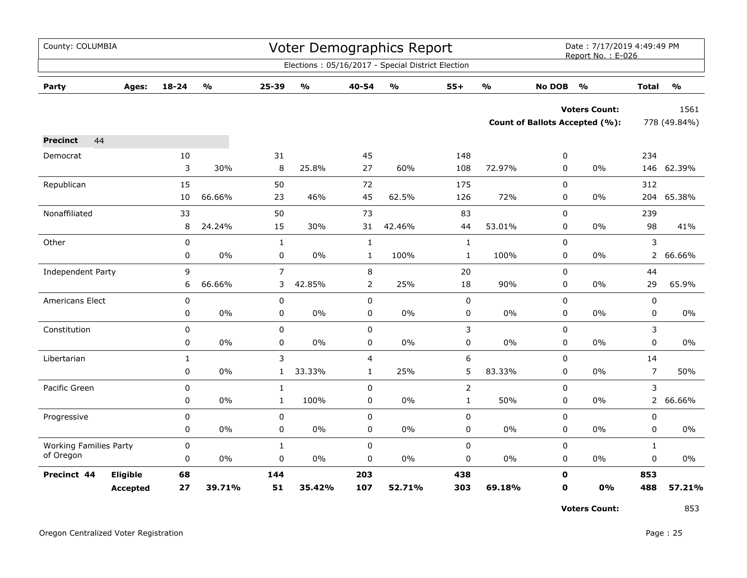County: COLUMBIA

# Voter Demographics Report

Date : 7/17/2019 4:49:49 PM
Report No. : E-026

Elections : 05/16/2017 - Special District Election

| Party | Ages: | 18-24 | % | 25-39 | % | 40-54 | % | 55+ | % | No DOB | % | Total | % |
|---|---|---|---|---|---|---|---|---|---|---|---|---|---|
| | | | | | | | | | | | **Voters Count:** | | 1561 |
| | | | | | | | | | | | **Count of Ballots Accepted (%):** | | 778 (49.84%) |
| **Precinct** | 44 | | | | | | | | | | | | |
| Democrat | | 10 | | 31 | | 45 | | 148 | | 0 | | 234 | |
| | | 3 | 30% | 8 | 25.8% | 27 | 60% | 108 | 72.97% | 0 | 0% | 146 | 62.39% |
| Republican | | 15 | | 50 | | 72 | | 175 | | 0 | | 312 | |
| | | 10 | 66.66% | 23 | 46% | 45 | 62.5% | 126 | 72% | 0 | 0% | 204 | 65.38% |
| Nonaffiliated | | 33 | | 50 | | 73 | | 83 | | 0 | | 239 | |
| | | 8 | 24.24% | 15 | 30% | 31 | 42.46% | 44 | 53.01% | 0 | 0% | 98 | 41% |
| Other | | 0 | | 1 | | 1 | | 1 | | 0 | | 3 | |
| | | 0 | 0% | 0 | 0% | 1 | 100% | 1 | 100% | 0 | 0% | 2 | 66.66% |
| Independent Party | | 9 | | 7 | | 8 | | 20 | | 0 | | 44 | |
| | | 6 | 66.66% | 3 | 42.85% | 2 | 25% | 18 | 90% | 0 | 0% | 29 | 65.9% |
| Americans Elect | | 0 | | 0 | | 0 | | 0 | | 0 | | 0 | |
| | | 0 | 0% | 0 | 0% | 0 | 0% | 0 | 0% | 0 | 0% | 0 | 0% |
| Constitution | | 0 | | 0 | | 0 | | 3 | | 0 | | 3 | |
| | | 0 | 0% | 0 | 0% | 0 | 0% | 0 | 0% | 0 | 0% | 0 | 0% |
| Libertarian | | 1 | | 3 | | 4 | | 6 | | 0 | | 14 | |
| | | 0 | 0% | 1 | 33.33% | 1 | 25% | 5 | 83.33% | 0 | 0% | 7 | 50% |
| Pacific Green | | 0 | | 1 | | 0 | | 2 | | 0 | | 3 | |
| | | 0 | 0% | 1 | 100% | 0 | 0% | 1 | 50% | 0 | 0% | 2 | 66.66% |
| Progressive | | 0 | | 0 | | 0 | | 0 | | 0 | | 0 | |
| | | 0 | 0% | 0 | 0% | 0 | 0% | 0 | 0% | 0 | 0% | 0 | 0% |
| Working Families Party of Oregon | | 0 | | 1 | | 0 | | 0 | | 0 | | 1 | |
| | | 0 | 0% | 0 | 0% | 0 | 0% | 0 | 0% | 0 | 0% | 0 | 0% |
| **Precinct 44** | **Eligible** | **68** | | **144** | | **203** | | **438** | | **0** | | **853** | |
| | **Accepted** | **27** | **39.71%** | **51** | **35.42%** | **107** | **52.71%** | **303** | **69.18%** | **0** | **0%** | **488** | **57.21%** |
| | | | | | | | | | | | **Voters Count:** | | 853 |

Oregon Centralized Voter Registration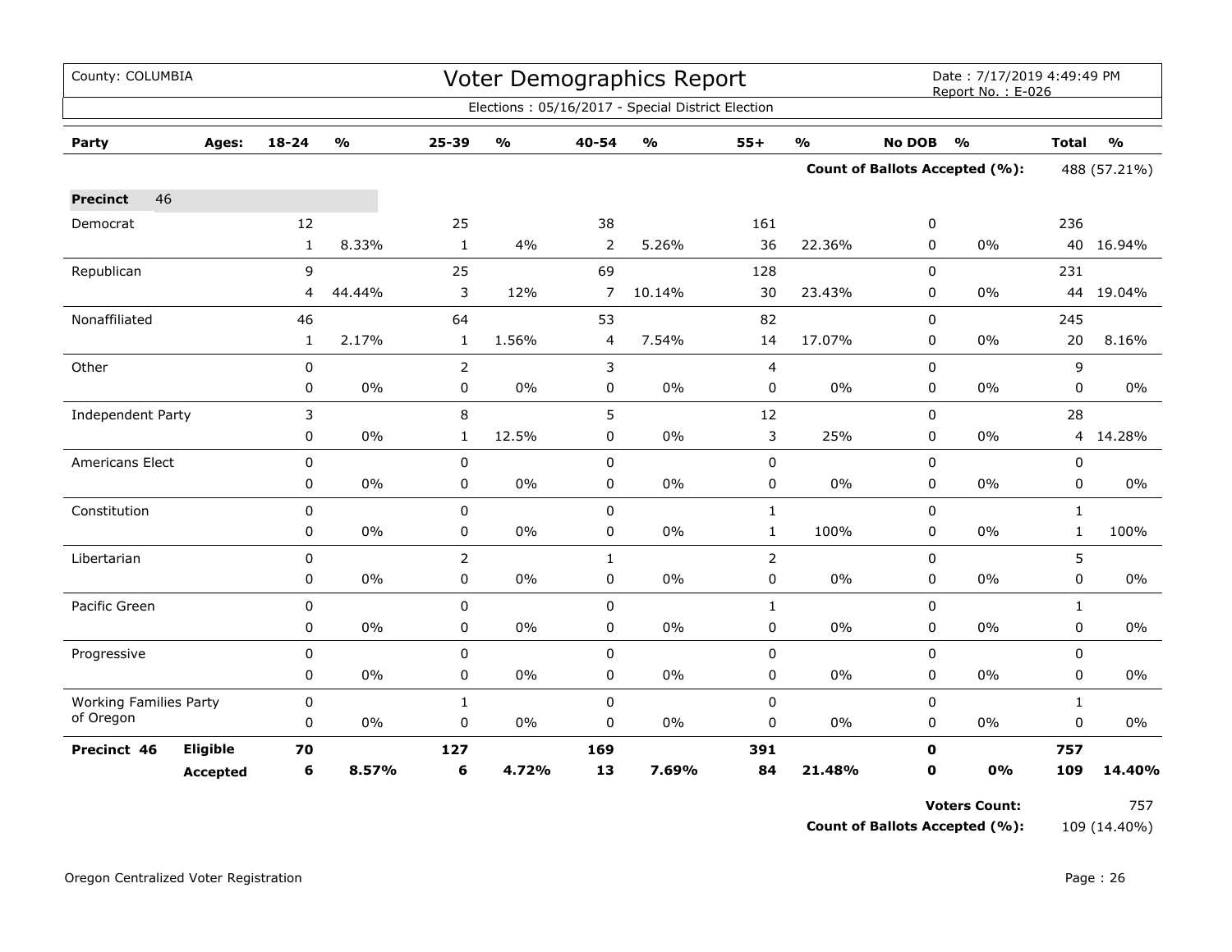County: COLUMBIA

# Voter Demographics Report

Date : 7/17/2019 4:49:49 PM
Report No. : E-026

Elections : 05/16/2017 - Special District Election

| Party | Ages: | 18-24 | % | 25-39 | % | 40-54 | % | 55+ | % | No DOB | % | Total | % |
|---|---|---|---|---|---|---|---|---|---|---|---|---|---|
| | | | | | | | | | | **Count of Ballots Accepted (%):** | | 488 (57.21%) | |
| **Precinct** 46 | | | | | | | | | | | | | |
| Democrat | | 12 | | 25 | | 38 | | 161 | | 0 | | 236 | |
| | | 1 | 8.33% | 1 | 4% | 2 | 5.26% | 36 | 22.36% | 0 | 0% | 40 | 16.94% |
| Republican | | 9 | | 25 | | 69 | | 128 | | 0 | | 231 | |
| | | 4 | 44.44% | 3 | 12% | 7 | 10.14% | 30 | 23.43% | 0 | 0% | 44 | 19.04% |
| Nonaffiliated | | 46 | | 64 | | 53 | | 82 | | 0 | | 245 | |
| | | 1 | 2.17% | 1 | 1.56% | 4 | 7.54% | 14 | 17.07% | 0 | 0% | 20 | 8.16% |
| Other | | 0 | | 2 | | 3 | | 4 | | 0 | | 9 | |
| | | 0 | 0% | 0 | 0% | 0 | 0% | 0 | 0% | 0 | 0% | 0 | 0% |
| Independent Party | | 3 | | 8 | | 5 | | 12 | | 0 | | 28 | |
| | | 0 | 0% | 1 | 12.5% | 0 | 0% | 3 | 25% | 0 | 0% | 4 | 14.28% |
| Americans Elect | | 0 | | 0 | | 0 | | 0 | | 0 | | 0 | |
| | | 0 | 0% | 0 | 0% | 0 | 0% | 0 | 0% | 0 | 0% | 0 | 0% |
| Constitution | | 0 | | 0 | | 0 | | 1 | | 0 | | 1 | |
| | | 0 | 0% | 0 | 0% | 0 | 0% | 1 | 100% | 0 | 0% | 1 | 100% |
| Libertarian | | 0 | | 2 | | 1 | | 2 | | 0 | | 5 | |
| | | 0 | 0% | 0 | 0% | 0 | 0% | 0 | 0% | 0 | 0% | 0 | 0% |
| Pacific Green | | 0 | | 0 | | 0 | | 1 | | 0 | | 1 | |
| | | 0 | 0% | 0 | 0% | 0 | 0% | 0 | 0% | 0 | 0% | 0 | 0% |
| Progressive | | 0 | | 0 | | 0 | | 0 | | 0 | | 0 | |
| | | 0 | 0% | 0 | 0% | 0 | 0% | 0 | 0% | 0 | 0% | 0 | 0% |
| Working Families Party of Oregon | | 0 | | 1 | | 0 | | 0 | | 0 | | 1 | |
| | | 0 | 0% | 0 | 0% | 0 | 0% | 0 | 0% | 0 | 0% | 0 | 0% |
| **Precinct 46** | **Eligible** | **70** | | **127** | | **169** | | **391** | | **0** | | **757** | |
| | **Accepted** | **6** | **8.57%** | **6** | **4.72%** | **13** | **7.69%** | **84** | **21.48%** | **0** | **0%** | **109** | **14.40%** |

**Voters Count:** 757

**Count of Ballots Accepted (%):** 109 (14.40%)

Oregon Centralized Voter Registration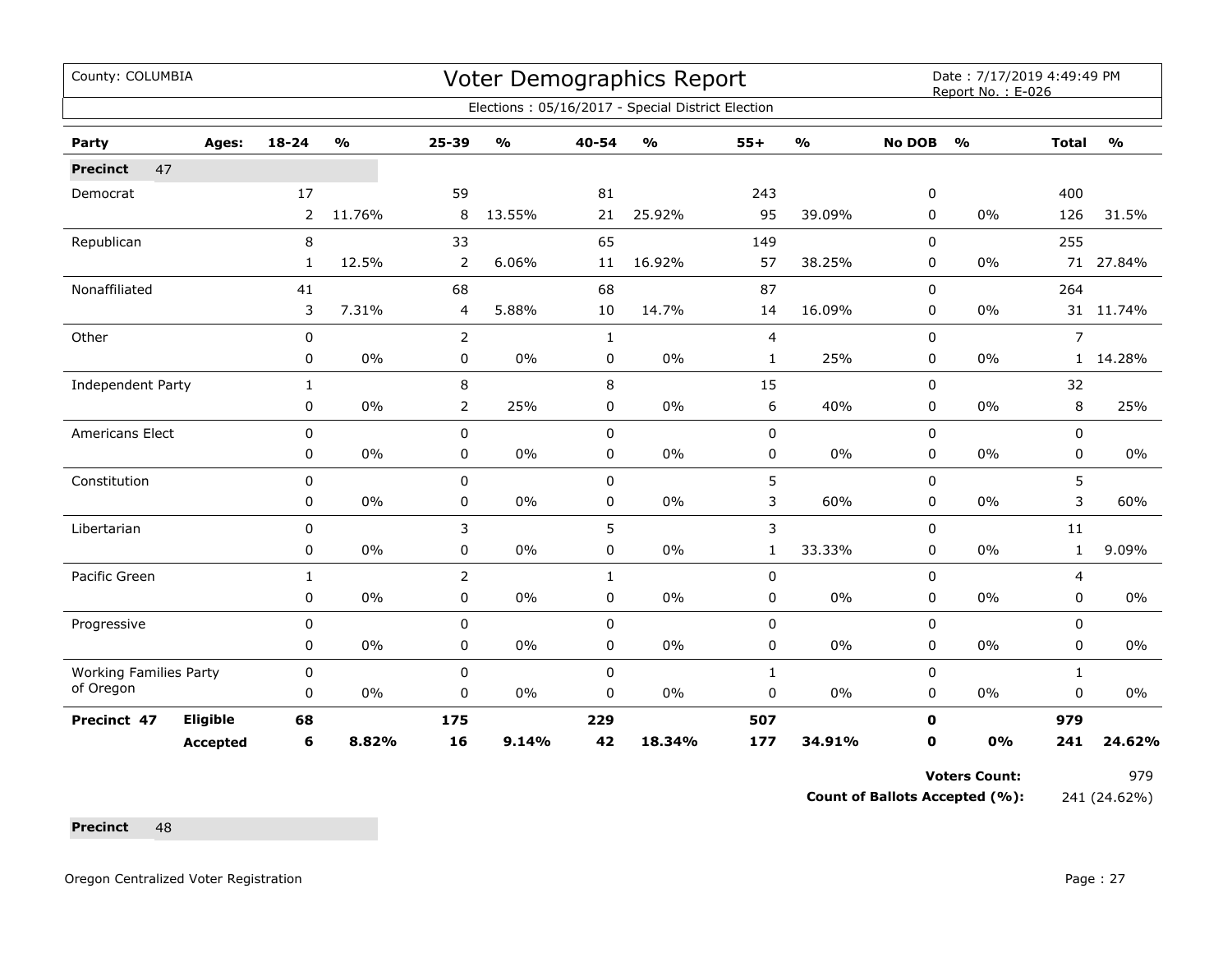County: COLUMBIA

# Voter Demographics Report

Date : 7/17/2019 4:49:49 PM
Report No. : E-026

Elections : 05/16/2017 - Special District Election

| Party | Ages: | 18-24 | % | 25-39 | % | 40-54 | % | 55+ | % | No DOB | % | Total | % |
|---|---|---|---|---|---|---|---|---|---|---|---|---|---|
| **Precinct** 47 | | | | | | | | | | | | | |
| Democrat | | 17 | | 59 | | 81 | | 243 | | 0 | | 400 | |
| | | 2 | 11.76% | 8 | 13.55% | 21 | 25.92% | 95 | 39.09% | 0 | 0% | 126 | 31.5% |
| Republican | | 8 | | 33 | | 65 | | 149 | | 0 | | 255 | |
| | | 1 | 12.5% | 2 | 6.06% | 11 | 16.92% | 57 | 38.25% | 0 | 0% | 71 | 27.84% |
| Nonaffiliated | | 41 | | 68 | | 68 | | 87 | | 0 | | 264 | |
| | | 3 | 7.31% | 4 | 5.88% | 10 | 14.7% | 14 | 16.09% | 0 | 0% | 31 | 11.74% |
| Other | | 0 | | 2 | | 1 | | 4 | | 0 | | 7 | |
| | | 0 | 0% | 0 | 0% | 0 | 0% | 1 | 25% | 0 | 0% | 1 | 14.28% |
| Independent Party | | 1 | | 8 | | 8 | | 15 | | 0 | | 32 | |
| | | 0 | 0% | 2 | 25% | 0 | 0% | 6 | 40% | 0 | 0% | 8 | 25% |
| Americans Elect | | 0 | | 0 | | 0 | | 0 | | 0 | | 0 | |
| | | 0 | 0% | 0 | 0% | 0 | 0% | 0 | 0% | 0 | 0% | 0 | 0% |
| Constitution | | 0 | | 0 | | 0 | | 5 | | 0 | | 5 | |
| | | 0 | 0% | 0 | 0% | 0 | 0% | 3 | 60% | 0 | 0% | 3 | 60% |
| Libertarian | | 0 | | 3 | | 5 | | 3 | | 0 | | 11 | |
| | | 0 | 0% | 0 | 0% | 0 | 0% | 1 | 33.33% | 0 | 0% | 1 | 9.09% |
| Pacific Green | | 1 | | 2 | | 1 | | 0 | | 0 | | 4 | |
| | | 0 | 0% | 0 | 0% | 0 | 0% | 0 | 0% | 0 | 0% | 0 | 0% |
| Progressive | | 0 | | 0 | | 0 | | 0 | | 0 | | 0 | |
| | | 0 | 0% | 0 | 0% | 0 | 0% | 0 | 0% | 0 | 0% | 0 | 0% |
| Working Families Party of Oregon | | 0 | | 0 | | 0 | | 1 | | 0 | | 1 | |
| | | 0 | 0% | 0 | 0% | 0 | 0% | 0 | 0% | 0 | 0% | 0 | 0% |
| **Precinct 47** | **Eligible** | **68** | | **175** | | **229** | | **507** | | **0** | | **979** | |
| | **Accepted** | **6** | **8.82%** | **16** | **9.14%** | **42** | **18.34%** | **177** | **34.91%** | **0** | **0%** | **241** | **24.62%** |

**Voters Count:** 979

**Count of Ballots Accepted (%):** 241 (24.62%)

**Precinct** 48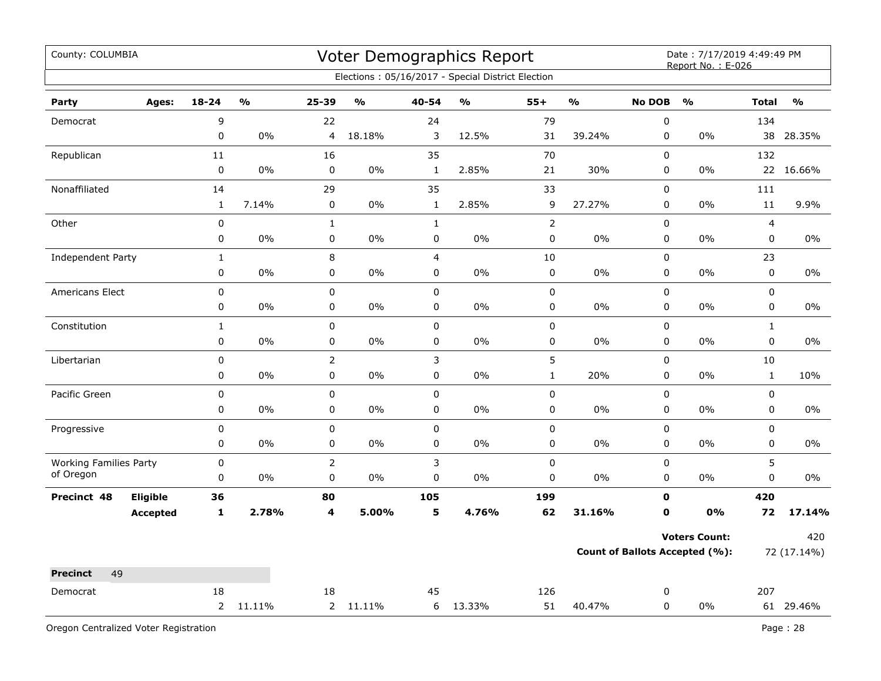County: COLUMBIA

# Voter Demographics Report

Date : 7/17/2019 4:49:49 PM
Report No. : E-026

Elections : 05/16/2017 - Special District Election

| Party | Ages: | 18-24 | % | 25-39 | % | 40-54 | % | 55+ | % | No DOB | % | Total | % |
|---|---|---|---|---|---|---|---|---|---|---|---|---|---|
| Democrat | | 9 | | 22 | | 24 | | 79 | | 0 | | 134 | |
| | | 0 | 0% | 4 | 18.18% | 3 | 12.5% | 31 | 39.24% | 0 | 0% | 38 | 28.35% |
| Republican | | 11 | | 16 | | 35 | | 70 | | 0 | | 132 | |
| | | 0 | 0% | 0 | 0% | 1 | 2.85% | 21 | 30% | 0 | 0% | 22 | 16.66% |
| Nonaffiliated | | 14 | | 29 | | 35 | | 33 | | 0 | | 111 | |
| | | 1 | 7.14% | 0 | 0% | 1 | 2.85% | 9 | 27.27% | 0 | 0% | 11 | 9.9% |
| Other | | 0 | | 1 | | 1 | | 2 | | 0 | | 4 | |
| | | 0 | 0% | 0 | 0% | 0 | 0% | 0 | 0% | 0 | 0% | 0 | 0% |
| Independent Party | | 1 | | 8 | | 4 | | 10 | | 0 | | 23 | |
| | | 0 | 0% | 0 | 0% | 0 | 0% | 0 | 0% | 0 | 0% | 0 | 0% |
| Americans Elect | | 0 | | 0 | | 0 | | 0 | | 0 | | 0 | |
| | | 0 | 0% | 0 | 0% | 0 | 0% | 0 | 0% | 0 | 0% | 0 | 0% |
| Constitution | | 1 | | 0 | | 0 | | 0 | | 0 | | 1 | |
| | | 0 | 0% | 0 | 0% | 0 | 0% | 0 | 0% | 0 | 0% | 0 | 0% |
| Libertarian | | 0 | | 2 | | 3 | | 5 | | 0 | | 10 | |
| | | 0 | 0% | 0 | 0% | 0 | 0% | 1 | 20% | 0 | 0% | 1 | 10% |
| Pacific Green | | 0 | | 0 | | 0 | | 0 | | 0 | | 0 | |
| | | 0 | 0% | 0 | 0% | 0 | 0% | 0 | 0% | 0 | 0% | 0 | 0% |
| Progressive | | 0 | | 0 | | 0 | | 0 | | 0 | | 0 | |
| | | 0 | 0% | 0 | 0% | 0 | 0% | 0 | 0% | 0 | 0% | 0 | 0% |
| Working Families Party of Oregon | | 0 | | 2 | | 3 | | 0 | | 0 | | 5 | |
| | | 0 | 0% | 0 | 0% | 0 | 0% | 0 | 0% | 0 | 0% | 0 | 0% |
| **Precinct 48** | **Eligible** | **36** | | **80** | | **105** | | **199** | | **0** | | **420** | |
| | **Accepted** | **1** | **2.78%** | **4** | **5.00%** | **5** | **4.76%** | **62** | **31.16%** | **0** | **0%** | **72** | **17.14%** |

**Voters Count:** 420

**Count of Ballots Accepted (%):** 72 (17.14%)

**Precinct** 49

| Party | Ages: | 18-24 | % | 25-39 | % | 40-54 | % | 55+ | % | No DOB | % | Total | % |
|---|---|---|---|---|---|---|---|---|---|---|---|---|---|
| Democrat | | 18 | | 18 | | 45 | | 126 | | 0 | | 207 | |
| | | 2 | 11.11% | 2 | 11.11% | 6 | 13.33% | 51 | 40.47% | 0 | 0% | 61 | 29.46% |

Oregon Centralized Voter Registration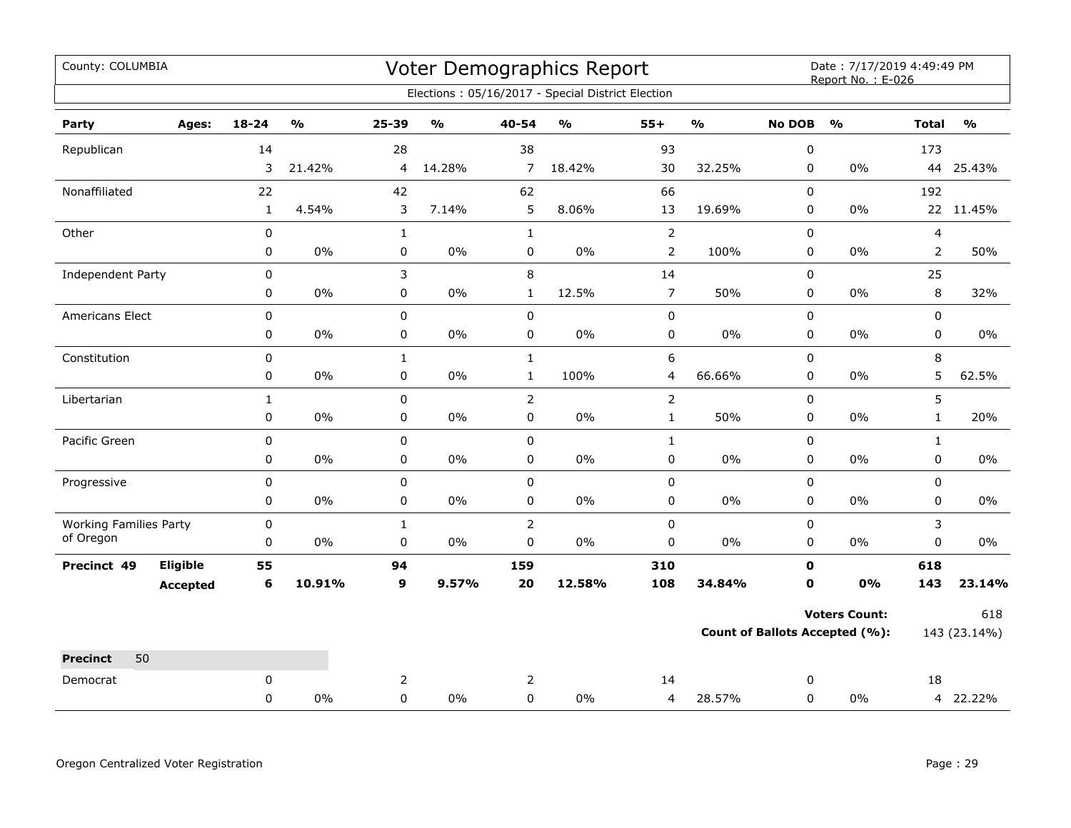County: COLUMBIA

# Voter Demographics Report

Date : 7/17/2019 4:49:49 PM
Report No. : E-026

Elections : 05/16/2017 - Special District Election

| Party | Ages: | 18-24 | % | 25-39 | % | 40-54 | % | 55+ | % | No DOB | % | Total | % |
|---|---|---|---|---|---|---|---|---|---|---|---|---|---|
| Republican | | 14 | | 28 | | 38 | | 93 | | 0 | | 173 | |
| | | 3 | 21.42% | 4 | 14.28% | 7 | 18.42% | 30 | 32.25% | 0 | 0% | 44 | 25.43% |
| Nonaffiliated | | 22 | | 42 | | 62 | | 66 | | 0 | | 192 | |
| | | 1 | 4.54% | 3 | 7.14% | 5 | 8.06% | 13 | 19.69% | 0 | 0% | 22 | 11.45% |
| Other | | 0 | | 1 | | 1 | | 2 | | 0 | | 4 | |
| | | 0 | 0% | 0 | 0% | 0 | 0% | 2 | 100% | 0 | 0% | 2 | 50% |
| Independent Party | | 0 | | 3 | | 8 | | 14 | | 0 | | 25 | |
| | | 0 | 0% | 0 | 0% | 1 | 12.5% | 7 | 50% | 0 | 0% | 8 | 32% |
| Americans Elect | | 0 | | 0 | | 0 | | 0 | | 0 | | 0 | |
| | | 0 | 0% | 0 | 0% | 0 | 0% | 0 | 0% | 0 | 0% | 0 | 0% |
| Constitution | | 0 | | 1 | | 1 | | 6 | | 0 | | 8 | |
| | | 0 | 0% | 0 | 0% | 1 | 100% | 4 | 66.66% | 0 | 0% | 5 | 62.5% |
| Libertarian | | 1 | | 0 | | 2 | | 2 | | 0 | | 5 | |
| | | 0 | 0% | 0 | 0% | 0 | 0% | 1 | 50% | 0 | 0% | 1 | 20% |
| Pacific Green | | 0 | | 0 | | 0 | | 1 | | 0 | | 1 | |
| | | 0 | 0% | 0 | 0% | 0 | 0% | 0 | 0% | 0 | 0% | 0 | 0% |
| Progressive | | 0 | | 0 | | 0 | | 0 | | 0 | | 0 | |
| | | 0 | 0% | 0 | 0% | 0 | 0% | 0 | 0% | 0 | 0% | 0 | 0% |
| Working Families Party of Oregon | | 0 | | 1 | | 2 | | 0 | | 0 | | 3 | |
| | | 0 | 0% | 0 | 0% | 0 | 0% | 0 | 0% | 0 | 0% | 0 | 0% |
| **Precinct 49** | **Eligible** | **55** | | **94** | | **159** | | **310** | | **0** | | **618** | |
| | **Accepted** | **6** | **10.91%** | **9** | **9.57%** | **20** | **12.58%** | **108** | **34.84%** | **0** | **0%** | **143** | **23.14%** |

**Voters Count:** 618

**Count of Ballots Accepted (%):** 143 (23.14%)

**Precinct** 50

| Party | Ages: | 18-24 | % | 25-39 | % | 40-54 | % | 55+ | % | No DOB | % | Total | % |
|---|---|---|---|---|---|---|---|---|---|---|---|---|---|
| Democrat | | 0 | | 2 | | 2 | | 14 | | 0 | | 18 | |
| | | 0 | 0% | 0 | 0% | 0 | 0% | 4 | 28.57% | 0 | 0% | 4 | 22.22% |

Oregon Centralized Voter Registration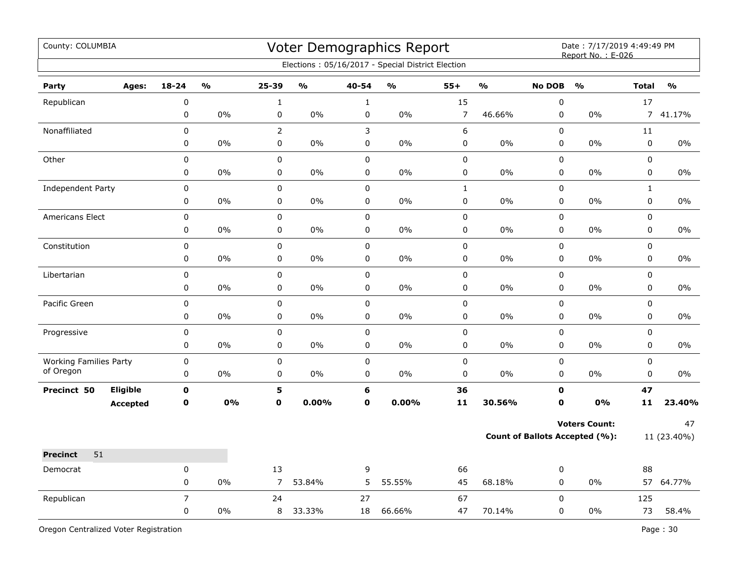County: COLUMBIA

# Voter Demographics Report

Date : 7/17/2019 4:49:49 PM
Report No. : E-026

Elections : 05/16/2017 - Special District Election

| Party | Ages: | 18-24 | % | 25-39 | % | 40-54 | % | 55+ | % | No DOB | % | Total | % |
|---|---|---|---|---|---|---|---|---|---|---|---|---|---|
| Republican | | 0 | | 1 | | 1 | | 15 | | 0 | | 17 | |
| | | 0 | 0% | 0 | 0% | 0 | 0% | 7 | 46.66% | 0 | 0% | 7 | 41.17% |
| Nonaffiliated | | 0 | | 2 | | 3 | | 6 | | 0 | | 11 | |
| | | 0 | 0% | 0 | 0% | 0 | 0% | 0 | 0% | 0 | 0% | 0 | 0% |
| Other | | 0 | | 0 | | 0 | | 0 | | 0 | | 0 | |
| | | 0 | 0% | 0 | 0% | 0 | 0% | 0 | 0% | 0 | 0% | 0 | 0% |
| Independent Party | | 0 | | 0 | | 0 | | 1 | | 0 | | 1 | |
| | | 0 | 0% | 0 | 0% | 0 | 0% | 0 | 0% | 0 | 0% | 0 | 0% |
| Americans Elect | | 0 | | 0 | | 0 | | 0 | | 0 | | 0 | |
| | | 0 | 0% | 0 | 0% | 0 | 0% | 0 | 0% | 0 | 0% | 0 | 0% |
| Constitution | | 0 | | 0 | | 0 | | 0 | | 0 | | 0 | |
| | | 0 | 0% | 0 | 0% | 0 | 0% | 0 | 0% | 0 | 0% | 0 | 0% |
| Libertarian | | 0 | | 0 | | 0 | | 0 | | 0 | | 0 | |
| | | 0 | 0% | 0 | 0% | 0 | 0% | 0 | 0% | 0 | 0% | 0 | 0% |
| Pacific Green | | 0 | | 0 | | 0 | | 0 | | 0 | | 0 | |
| | | 0 | 0% | 0 | 0% | 0 | 0% | 0 | 0% | 0 | 0% | 0 | 0% |
| Progressive | | 0 | | 0 | | 0 | | 0 | | 0 | | 0 | |
| | | 0 | 0% | 0 | 0% | 0 | 0% | 0 | 0% | 0 | 0% | 0 | 0% |
| Working Families Party of Oregon | | 0 | | 0 | | 0 | | 0 | | 0 | | 0 | |
| | | 0 | 0% | 0 | 0% | 0 | 0% | 0 | 0% | 0 | 0% | 0 | 0% |
| **Precinct 50** | **Eligible** | **0** | | **5** | | **6** | | **36** | | **0** | | **47** | |
| | **Accepted** | **0** | **0%** | **0** | **0.00%** | **0** | **0.00%** | **11** | **30.56%** | **0** | **0%** | **11** | **23.40%** |

**Voters Count:** 47

**Count of Ballots Accepted (%):** 11 (23.40%)

**Precinct** 51

| Party | Ages: | 18-24 | % | 25-39 | % | 40-54 | % | 55+ | % | No DOB | % | Total | % |
|---|---|---|---|---|---|---|---|---|---|---|---|---|---|
| Democrat | | 0 | | 13 | | 9 | | 66 | | 0 | | 88 | |
| | | 0 | 0% | 7 | 53.84% | 5 | 55.55% | 45 | 68.18% | 0 | 0% | 57 | 64.77% |
| Republican | | 7 | | 24 | | 27 | | 67 | | 0 | | 125 | |
| | | 0 | 0% | 8 | 33.33% | 18 | 66.66% | 47 | 70.14% | 0 | 0% | 73 | 58.4% |

Oregon Centralized Voter Registration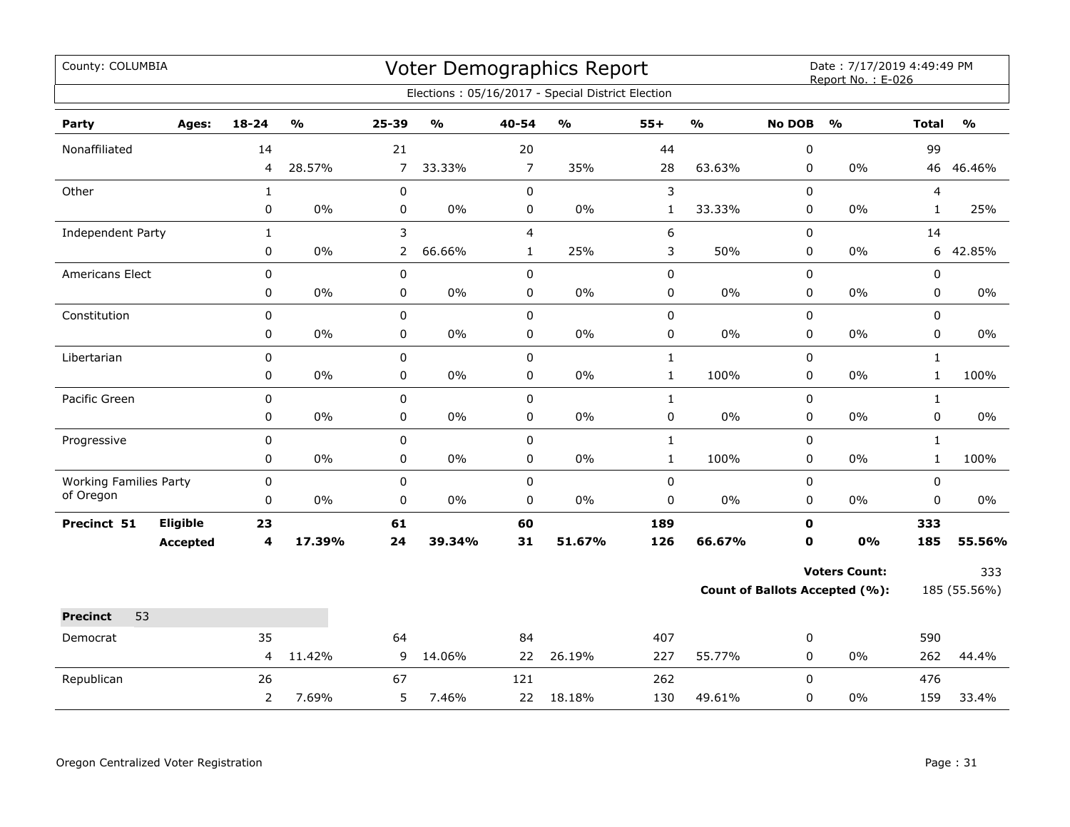County: COLUMBIA

# Voter Demographics Report

Date : 7/17/2019 4:49:49 PM
Report No. : E-026

Elections : 05/16/2017 - Special District Election

| Party | Ages: | 18-24 | % | 25-39 | % | 40-54 | % | 55+ | % | No DOB | % | Total | % |
|---|---|---|---|---|---|---|---|---|---|---|---|---|---|
| Nonaffiliated | | 14 | | 21 | | 20 | | 44 | | 0 | | 99 | |
| | | 4 | 28.57% | 7 | 33.33% | 7 | 35% | 28 | 63.63% | 0 | 0% | 46 | 46.46% |
| Other | | 1 | | 0 | | 0 | | 3 | | 0 | | 4 | |
| | | 0 | 0% | 0 | 0% | 0 | 0% | 1 | 33.33% | 0 | 0% | 1 | 25% |
| Independent Party | | 1 | | 3 | | 4 | | 6 | | 0 | | 14 | |
| | | 0 | 0% | 2 | 66.66% | 1 | 25% | 3 | 50% | 0 | 0% | 6 | 42.85% |
| Americans Elect | | 0 | | 0 | | 0 | | 0 | | 0 | | 0 | |
| | | 0 | 0% | 0 | 0% | 0 | 0% | 0 | 0% | 0 | 0% | 0 | 0% |
| Constitution | | 0 | | 0 | | 0 | | 0 | | 0 | | 0 | |
| | | 0 | 0% | 0 | 0% | 0 | 0% | 0 | 0% | 0 | 0% | 0 | 0% |
| Libertarian | | 0 | | 0 | | 0 | | 1 | | 0 | | 1 | |
| | | 0 | 0% | 0 | 0% | 0 | 0% | 1 | 100% | 0 | 0% | 1 | 100% |
| Pacific Green | | 0 | | 0 | | 0 | | 1 | | 0 | | 1 | |
| | | 0 | 0% | 0 | 0% | 0 | 0% | 0 | 0% | 0 | 0% | 0 | 0% |
| Progressive | | 0 | | 0 | | 0 | | 1 | | 0 | | 1 | |
| | | 0 | 0% | 0 | 0% | 0 | 0% | 1 | 100% | 0 | 0% | 1 | 100% |
| Working Families Party of Oregon | | 0 | | 0 | | 0 | | 0 | | 0 | | 0 | |
| | | 0 | 0% | 0 | 0% | 0 | 0% | 0 | 0% | 0 | 0% | 0 | 0% |
| **Precinct 51** | **Eligible** | **23** | | **61** | | **60** | | **189** | | **0** | | **333** | |
| | **Accepted** | **4** | **17.39%** | **24** | **39.34%** | **31** | **51.67%** | **126** | **66.67%** | **0** | **0%** | **185** | **55.56%** |

**Voters Count:** 333

**Count of Ballots Accepted (%):** 185 (55.56%)

| **Precinct** 53 | | 18-24 | % | 25-39 | % | 40-54 | % | 55+ | % | No DOB | % | Total | % |
|---|---|---|---|---|---|---|---|---|---|---|---|---|---|
| Democrat | | 35 | | 64 | | 84 | | 407 | | 0 | | 590 | |
| | | 4 | 11.42% | 9 | 14.06% | 22 | 26.19% | 227 | 55.77% | 0 | 0% | 262 | 44.4% |
| Republican | | 26 | | 67 | | 121 | | 262 | | 0 | | 476 | |
| | | 2 | 7.69% | 5 | 7.46% | 22 | 18.18% | 130 | 49.61% | 0 | 0% | 159 | 33.4% |

Oregon Centralized Voter Registration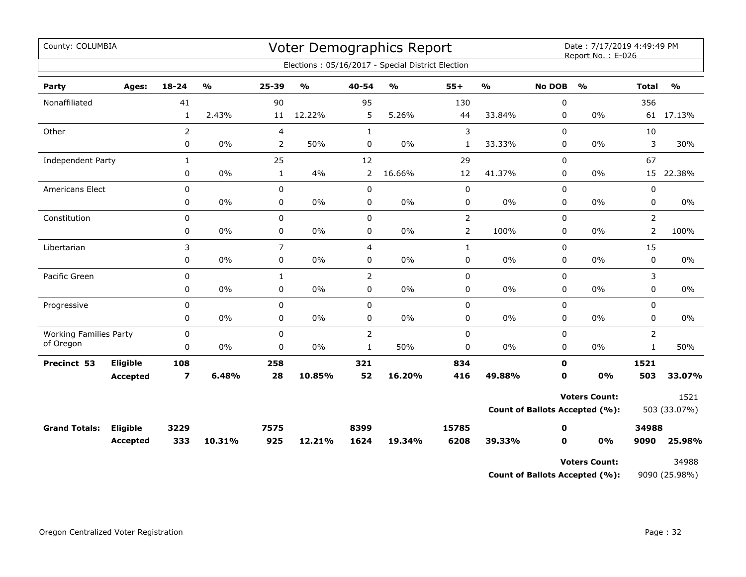County: COLUMBIA

# Voter Demographics Report

Date : 7/17/2019 4:49:49 PM
Report No. : E-026

Elections : 05/16/2017 - Special District Election

| Party | Ages: | 18-24 | % | 25-39 | % | 40-54 | % | 55+ | % | No DOB | % | Total | % |
|---|---|---|---|---|---|---|---|---|---|---|---|---|---|
| Nonaffiliated | | 41 | | 90 | | 95 | | 130 | | 0 | | 356 | |
| | | 1 | 2.43% | 11 | 12.22% | 5 | 5.26% | 44 | 33.84% | 0 | 0% | 61 | 17.13% |
| Other | | 2 | | 4 | | 1 | | 3 | | 0 | | 10 | |
| | | 0 | 0% | 2 | 50% | 0 | 0% | 1 | 33.33% | 0 | 0% | 3 | 30% |
| Independent Party | | 1 | | 25 | | 12 | | 29 | | 0 | | 67 | |
| | | 0 | 0% | 1 | 4% | 2 | 16.66% | 12 | 41.37% | 0 | 0% | 15 | 22.38% |
| Americans Elect | | 0 | | 0 | | 0 | | 0 | | 0 | | 0 | |
| | | 0 | 0% | 0 | 0% | 0 | 0% | 0 | 0% | 0 | 0% | 0 | 0% |
| Constitution | | 0 | | 0 | | 0 | | 2 | | 0 | | 2 | |
| | | 0 | 0% | 0 | 0% | 0 | 0% | 2 | 100% | 0 | 0% | 2 | 100% |
| Libertarian | | 3 | | 7 | | 4 | | 1 | | 0 | | 15 | |
| | | 0 | 0% | 0 | 0% | 0 | 0% | 0 | 0% | 0 | 0% | 0 | 0% |
| Pacific Green | | 0 | | 1 | | 2 | | 0 | | 0 | | 3 | |
| | | 0 | 0% | 0 | 0% | 0 | 0% | 0 | 0% | 0 | 0% | 0 | 0% |
| Progressive | | 0 | | 0 | | 0 | | 0 | | 0 | | 0 | |
| | | 0 | 0% | 0 | 0% | 0 | 0% | 0 | 0% | 0 | 0% | 0 | 0% |
| Working Families Party of Oregon | | 0 | | 0 | | 2 | | 0 | | 0 | | 2 | |
| | | 0 | 0% | 0 | 0% | 1 | 50% | 0 | 0% | 0 | 0% | 1 | 50% |
| **Precinct 53** | **Eligible** | **108** | | **258** | | **321** | | **834** | | **0** | | **1521** | |
| | **Accepted** | **7** | **6.48%** | **28** | **10.85%** | **52** | **16.20%** | **416** | **49.88%** | **0** | **0%** | **503** | **33.07%** |

**Voters Count:** 1521

**Count of Ballots Accepted (%):** 503 (33.07%)

| | | 18-24 | % | 25-39 | % | 40-54 | % | 55+ | % | No DOB | % | Total | % |
|---|---|---|---|---|---|---|---|---|---|---|---|---|---|
| **Grand Totals:** | **Eligible** | **3229** | | **7575** | | **8399** | | **15785** | | **0** | | **34988** | |
| | **Accepted** | **333** | **10.31%** | **925** | **12.21%** | **1624** | **19.34%** | **6208** | **39.33%** | **0** | **0%** | **9090** | **25.98%** |

**Voters Count:** 34988

**Count of Ballots Accepted (%):** 9090 (25.98%)

Oregon Centralized Voter Registration